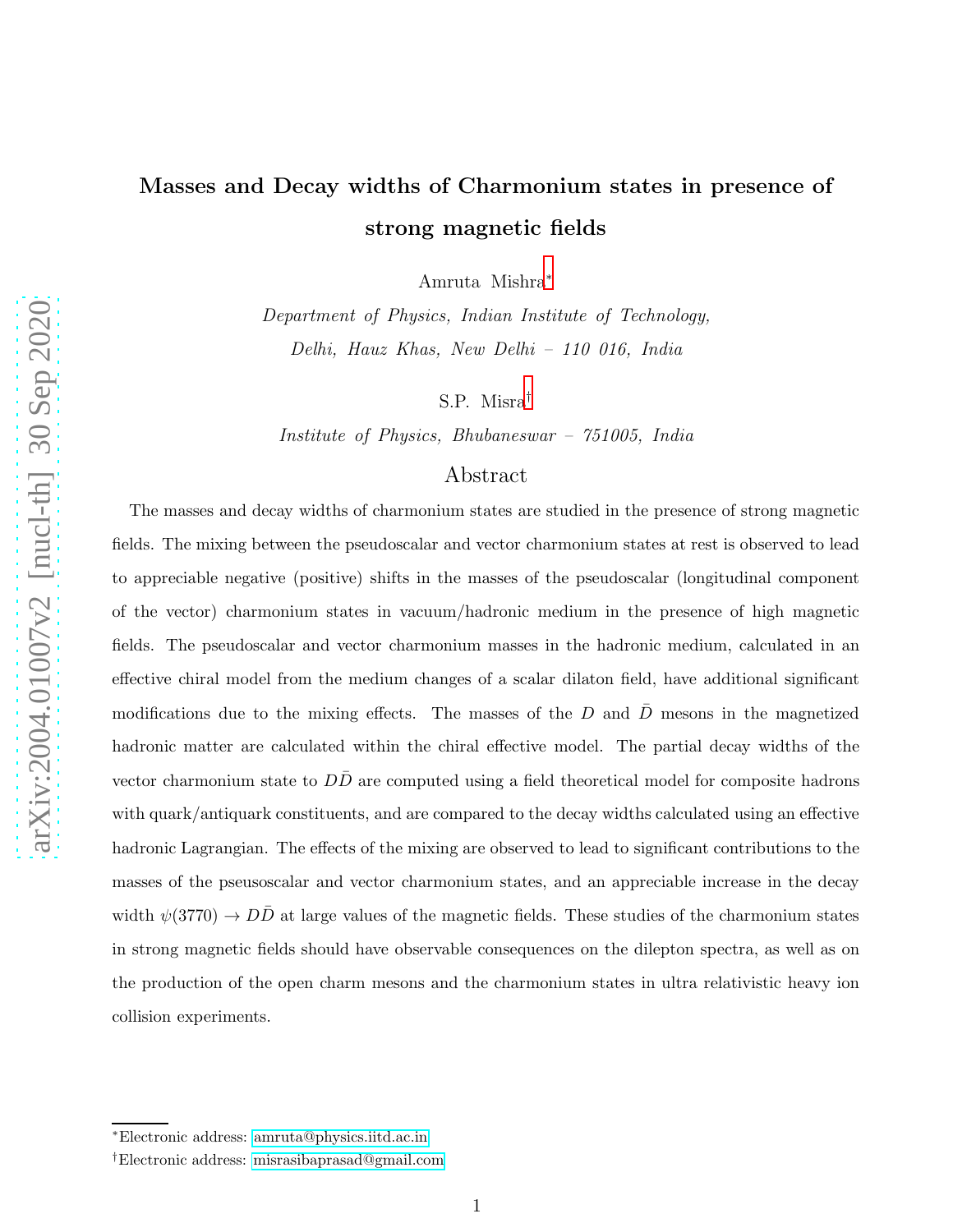# Masses and Decay widths of Charmonium states in presence of strong magnetic fields

Amruta Mishra[*]

*Department of Physics, Indian Institute of Technology, Delhi, Hauz Khas, New Delhi – 110 016, India*

S.P. Misra[†]

*Institute of Physics, Bhubaneswar – 751005, India*

## Abstract

The masses and decay widths of charmonium states are studied in the presence of strong magnetic fields. The mixing between the pseudoscalar and vector charmonium states at rest is observed to lead to appreciable negative (positive) shifts in the masses of the pseudoscalar (longitudinal component of the vector) charmonium states in vacuum/hadronic medium in the presence of high magnetic fields. The pseudoscalar and vector charmonium masses in the hadronic medium, calculated in an effective chiral model from the medium changes of a scalar dilaton field, have additional significant modifications due to the mixing effects. The masses of the $D$ and $\bar{D}$ mesons in the magnetized hadronic matter are calculated within the chiral effective model. The partial decay widths of the vector charmonium state to $D\bar{D}$ are computed using a field theoretical model for composite hadrons with quark/antiquark constituents, and are compared to the decay widths calculated using an effective hadronic Lagrangian. The effects of the mixing are observed to lead to significant contributions to the masses of the pseusoscalar and vector charmonium states, and an appreciable increase in the decay width $\psi(3770) \to D\bar{D}$ at large values of the magnetic fields. These studies of the charmonium states in strong magnetic fields should have observable consequences on the dilepton spectra, as well as on the production of the open charm mesons and the charmonium states in ultra relativistic heavy ion collision experiments.

---

[*]Electronic address: amruta@physics.iitd.ac.in

[†]Electronic address: misrasibaprasad@gmail.com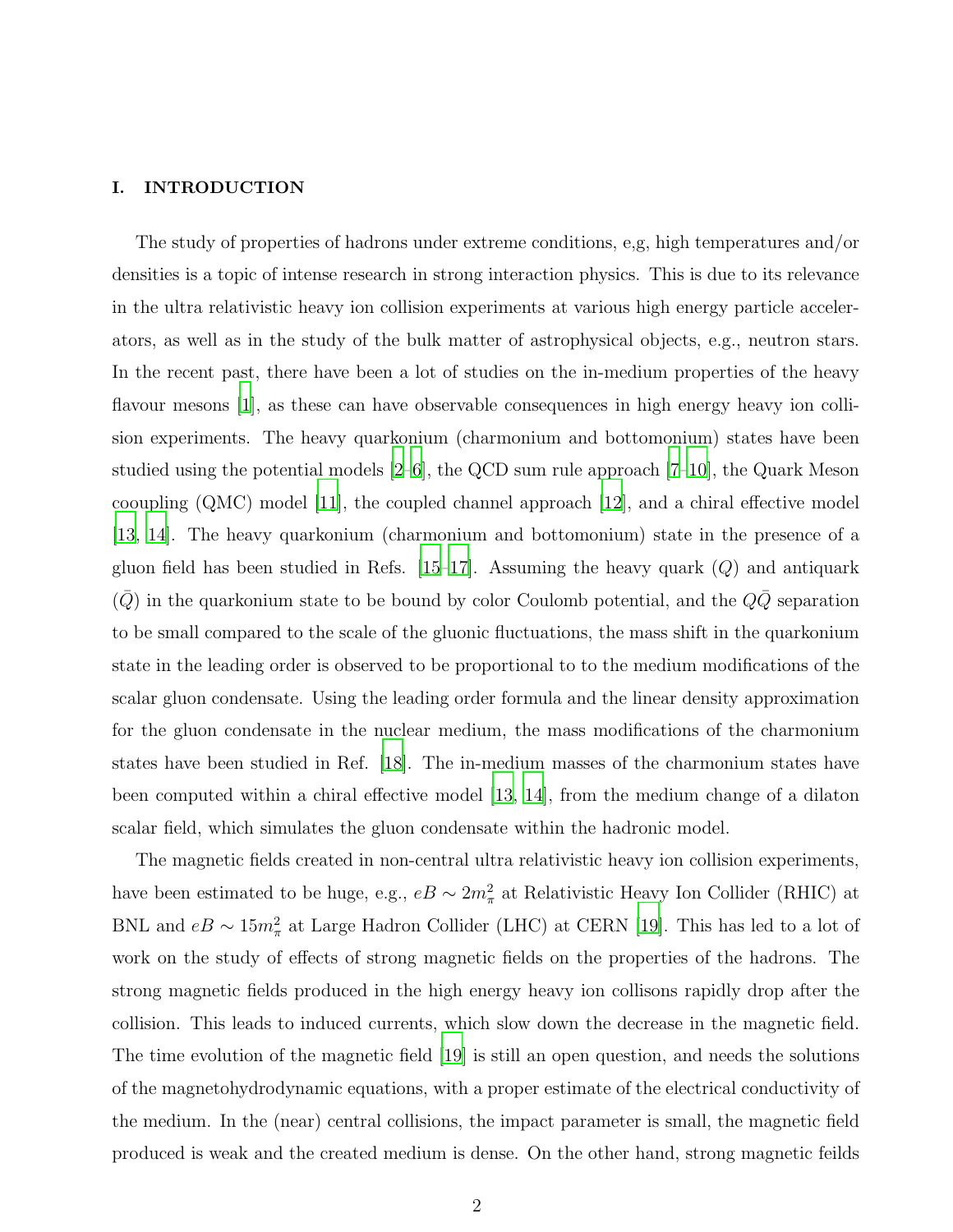## I. INTRODUCTION

The study of properties of hadrons under extreme conditions, e,g, high temperatures and/or densities is a topic of intense research in strong interaction physics. This is due to its relevance in the ultra relativistic heavy ion collision experiments at various high energy particle accelerators, as well as in the study of the bulk matter of astrophysical objects, e.g., neutron stars. In the recent past, there have been a lot of studies on the in-medium properties of the heavy flavour mesons [1], as these can have observable consequences in high energy heavy ion collision experiments. The heavy quarkonium (charmonium and bottomonium) states have been studied using the potential models [2–6], the QCD sum rule approach [7–10], the Quark Meson cooupling (QMC) model [11], the coupled channel approach [12], and a chiral effective model [13, 14]. The heavy quarkonium (charmonium and bottomonium) state in the presence of a gluon field has been studied in Refs. [15–17]. Assuming the heavy quark ($Q$) and antiquark ($\bar{Q}$) in the quarkonium state to be bound by color Coulomb potential, and the $Q\bar{Q}$ separation to be small compared to the scale of the gluonic fluctuations, the mass shift in the quarkonium state in the leading order is observed to be proportional to to the medium modifications of the scalar gluon condensate. Using the leading order formula and the linear density approximation for the gluon condensate in the nuclear medium, the mass modifications of the charmonium states have been studied in Ref. [18]. The in-medium masses of the charmonium states have been computed within a chiral effective model [13, 14], from the medium change of a dilaton scalar field, which simulates the gluon condensate within the hadronic model.

The magnetic fields created in non-central ultra relativistic heavy ion collision experiments, have been estimated to be huge, e.g., $eB \sim 2m_\pi^2$ at Relativistic Heavy Ion Collider (RHIC) at BNL and $eB \sim 15m_\pi^2$ at Large Hadron Collider (LHC) at CERN [19]. This has led to a lot of work on the study of effects of strong magnetic fields on the properties of the hadrons. The strong magnetic fields produced in the high energy heavy ion collisons rapidly drop after the collision. This leads to induced currents, which slow down the decrease in the magnetic field. The time evolution of the magnetic field [19] is still an open question, and needs the solutions of the magnetohydrodynamic equations, with a proper estimate of the electrical conductivity of the medium. In the (near) central collisions, the impact parameter is small, the magnetic field produced is weak and the created medium is dense. On the other hand, strong magnetic feilds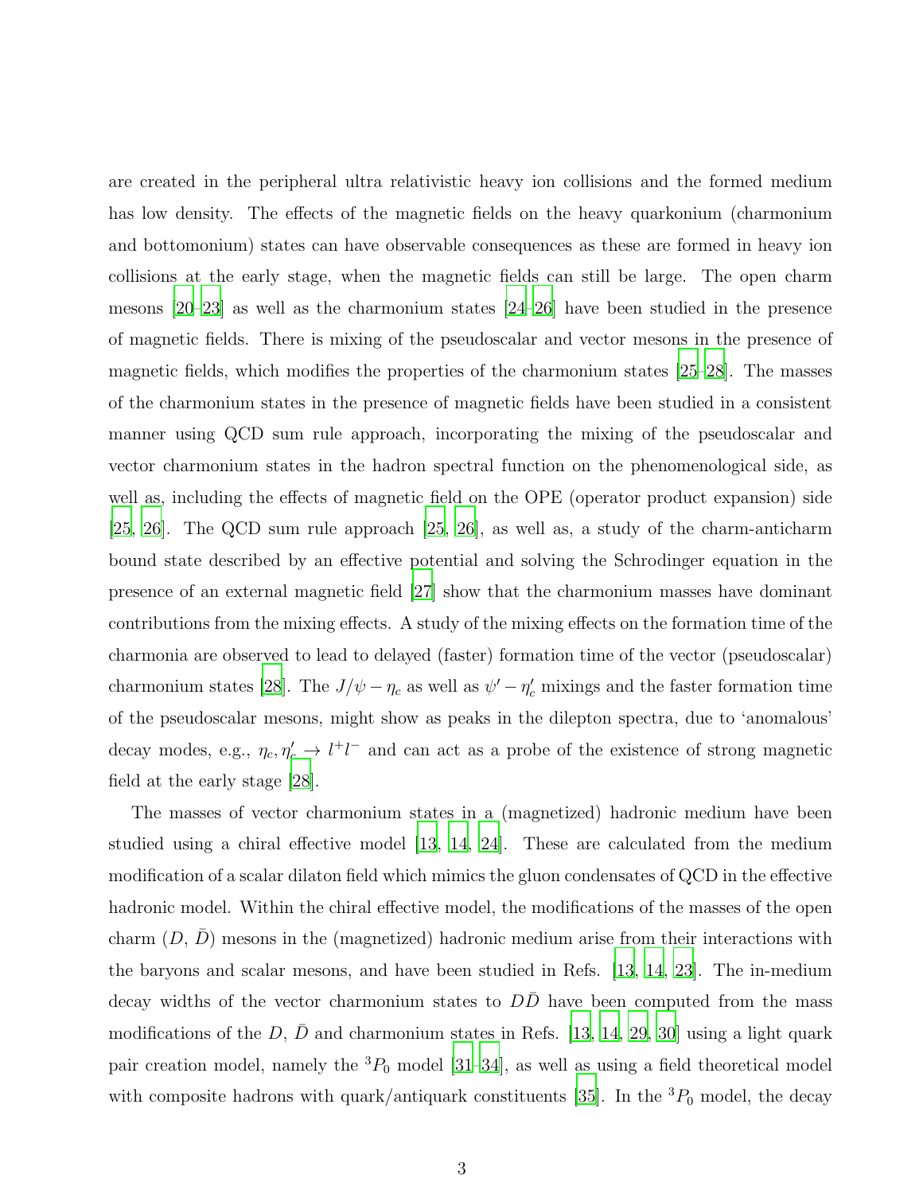are created in the peripheral ultra relativistic heavy ion collisions and the formed medium has low density. The effects of the magnetic fields on the heavy quarkonium (charmonium and bottomonium) states can have observable consequences as these are formed in heavy ion collisions at the early stage, when the magnetic fields can still be large. The open charm mesons [20–23] as well as the charmonium states [24–26] have been studied in the presence of magnetic fields. There is mixing of the pseudoscalar and vector mesons in the presence of magnetic fields, which modifies the properties of the charmonium states [25–28]. The masses of the charmonium states in the presence of magnetic fields have been studied in a consistent manner using QCD sum rule approach, incorporating the mixing of the pseudoscalar and vector charmonium states in the hadron spectral function on the phenomenological side, as well as, including the effects of magnetic field on the OPE (operator product expansion) side [25, 26]. The QCD sum rule approach [25, 26], as well as, a study of the charm-anticharm bound state described by an effective potential and solving the Schrodinger equation in the presence of an external magnetic field [27] show that the charmonium masses have dominant contributions from the mixing effects. A study of the mixing effects on the formation time of the charmonia are observed to lead to delayed (faster) formation time of the vector (pseudoscalar) charmonium states [28]. The $J/\psi - \eta_c$ as well as $\psi' - \eta_c'$ mixings and the faster formation time of the pseudoscalar mesons, might show as peaks in the dilepton spectra, due to 'anomalous' decay modes, e.g., $\eta_c, \eta_c' \to l^+l^-$ and can act as a probe of the existence of strong magnetic field at the early stage [28].

The masses of vector charmonium states in a (magnetized) hadronic medium have been studied using a chiral effective model [13, 14, 24]. These are calculated from the medium modification of a scalar dilaton field which mimics the gluon condensates of QCD in the effective hadronic model. Within the chiral effective model, the modifications of the masses of the open charm ($D$, $\bar{D}$) mesons in the (magnetized) hadronic medium arise from their interactions with the baryons and scalar mesons, and have been studied in Refs. [13, 14, 23]. The in-medium decay widths of the vector charmonium states to $D\bar{D}$ have been computed from the mass modifications of the $D$, $\bar{D}$ and charmonium states in Refs. [13, 14, 29, 30] using a light quark pair creation model, namely the $^3P_0$ model [31–34], as well as using a field theoretical model with composite hadrons with quark/antiquark constituents [35]. In the $^3P_0$ model, the decay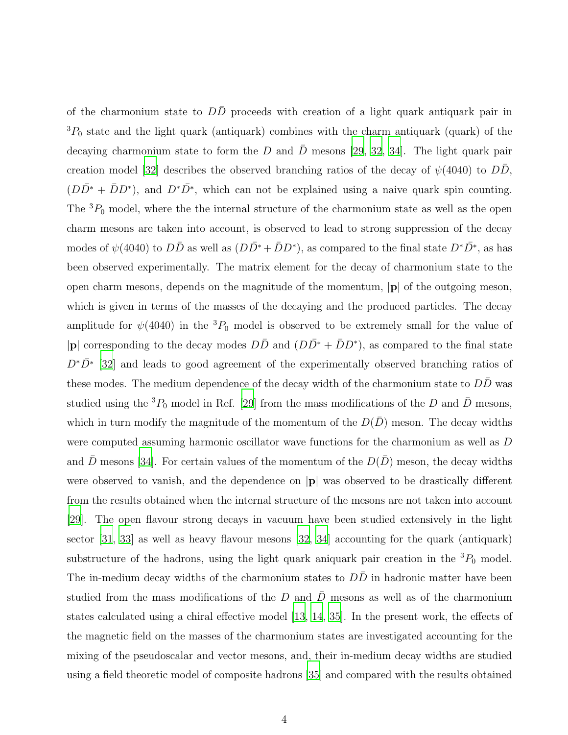of the charmonium state to $D\bar{D}$ proceeds with creation of a light quark antiquark pair in $^3P_0$ state and the light quark (antiquark) combines with the charm antiquark (quark) of the decaying charmonium state to form the $D$ and $\bar{D}$ mesons [29, 32, 34]. The light quark pair creation model [32] describes the observed branching ratios of the decay of $\psi(4040)$ to $D\bar{D}$, $(D\bar{D}^* + \bar{D}D^*)$, and $D^*\bar{D}^*$, which can not be explained using a naive quark spin counting. The $^3P_0$ model, where the the internal structure of the charmonium state as well as the open charm mesons are taken into account, is observed to lead to strong suppression of the decay modes of $\psi(4040)$ to $D\bar{D}$ as well as $(D\bar{D}^* + \bar{D}D^*)$, as compared to the final state $D^*\bar{D}^*$, as has been observed experimentally. The matrix element for the decay of charmonium state to the open charm mesons, depends on the magnitude of the momentum, $|\mathbf{p}|$ of the outgoing meson, which is given in terms of the masses of the decaying and the produced particles. The decay amplitude for $\psi(4040)$ in the $^3P_0$ model is observed to be extremely small for the value of $|\mathbf{p}|$ corresponding to the decay modes $D\bar{D}$ and $(D\bar{D}^* + \bar{D}D^*)$, as compared to the final state $D^*\bar{D}^*$ [32] and leads to good agreement of the experimentally observed branching ratios of these modes. The medium dependence of the decay width of the charmonium state to $D\bar{D}$ was studied using the $^3P_0$ model in Ref. [29] from the mass modifications of the $D$ and $\bar{D}$ mesons, which in turn modify the magnitude of the momentum of the $D(\bar{D})$ meson. The decay widths were computed assuming harmonic oscillator wave functions for the charmonium as well as $D$ and $\bar{D}$ mesons [34]. For certain values of the momentum of the $D(\bar{D})$ meson, the decay widths were observed to vanish, and the dependence on $|\mathbf{p}|$ was observed to be drastically different from the results obtained when the internal structure of the mesons are not taken into account [29]. The open flavour strong decays in vacuum have been studied extensively in the light sector [31, 33] as well as heavy flavour mesons [32, 34] accounting for the quark (antiquark) substructure of the hadrons, using the light quark aniquark pair creation in the $^3P_0$ model. The in-medium decay widths of the charmonium states to $D\bar{D}$ in hadronic matter have been studied from the mass modifications of the $D$ and $\bar{D}$ mesons as well as of the charmonium states calculated using a chiral effective model [13, 14, 35]. In the present work, the effects of the magnetic field on the masses of the charmonium states are investigated accounting for the mixing of the pseudoscalar and vector mesons, and, their in-medium decay widths are studied using a field theoretic model of composite hadrons [35] and compared with the results obtained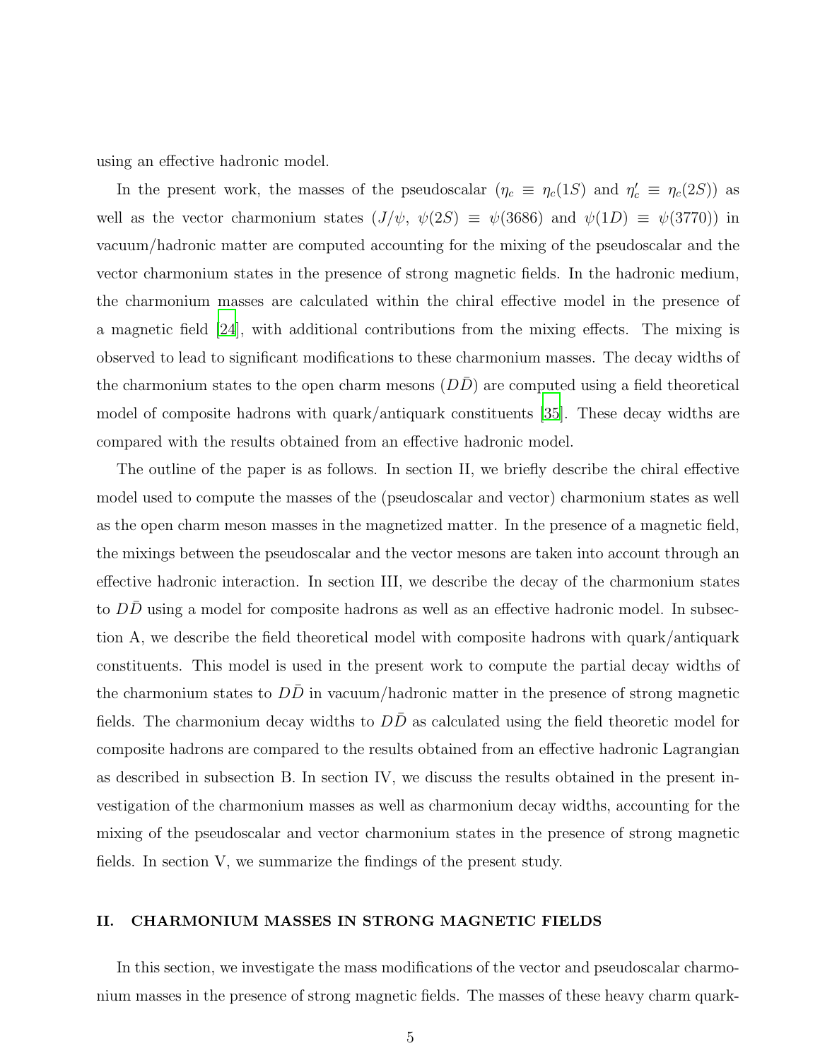using an effective hadronic model.

In the present work, the masses of the pseudoscalar ($\eta_c \equiv \eta_c(1S)$ and $\eta_c' \equiv \eta_c(2S)$) as well as the vector charmonium states ($J/\psi$, $\psi(2S) \equiv \psi(3686)$ and $\psi(1D) \equiv \psi(3770)$) in vacuum/hadronic matter are computed accounting for the mixing of the pseudoscalar and the vector charmonium states in the presence of strong magnetic fields. In the hadronic medium, the charmonium masses are calculated within the chiral effective model in the presence of a magnetic field [24], with additional contributions from the mixing effects. The mixing is observed to lead to significant modifications to these charmonium masses. The decay widths of the charmonium states to the open charm mesons ($D\bar{D}$) are computed using a field theoretical model of composite hadrons with quark/antiquark constituents [35]. These decay widths are compared with the results obtained from an effective hadronic model.

The outline of the paper is as follows. In section II, we briefly describe the chiral effective model used to compute the masses of the (pseudoscalar and vector) charmonium states as well as the open charm meson masses in the magnetized matter. In the presence of a magnetic field, the mixings between the pseudoscalar and the vector mesons are taken into account through an effective hadronic interaction. In section III, we describe the decay of the charmonium states to $D\bar{D}$ using a model for composite hadrons as well as an effective hadronic model. In subsection A, we describe the field theoretical model with composite hadrons with quark/antiquark constituents. This model is used in the present work to compute the partial decay widths of the charmonium states to $D\bar{D}$ in vacuum/hadronic matter in the presence of strong magnetic fields. The charmonium decay widths to $D\bar{D}$ as calculated using the field theoretic model for composite hadrons are compared to the results obtained from an effective hadronic Lagrangian as described in subsection B. In section IV, we discuss the results obtained in the present investigation of the charmonium masses as well as charmonium decay widths, accounting for the mixing of the pseudoscalar and vector charmonium states in the presence of strong magnetic fields. In section V, we summarize the findings of the present study.

## II. CHARMONIUM MASSES IN STRONG MAGNETIC FIELDS

In this section, we investigate the mass modifications of the vector and pseudoscalar charmonium masses in the presence of strong magnetic fields. The masses of these heavy charm quark-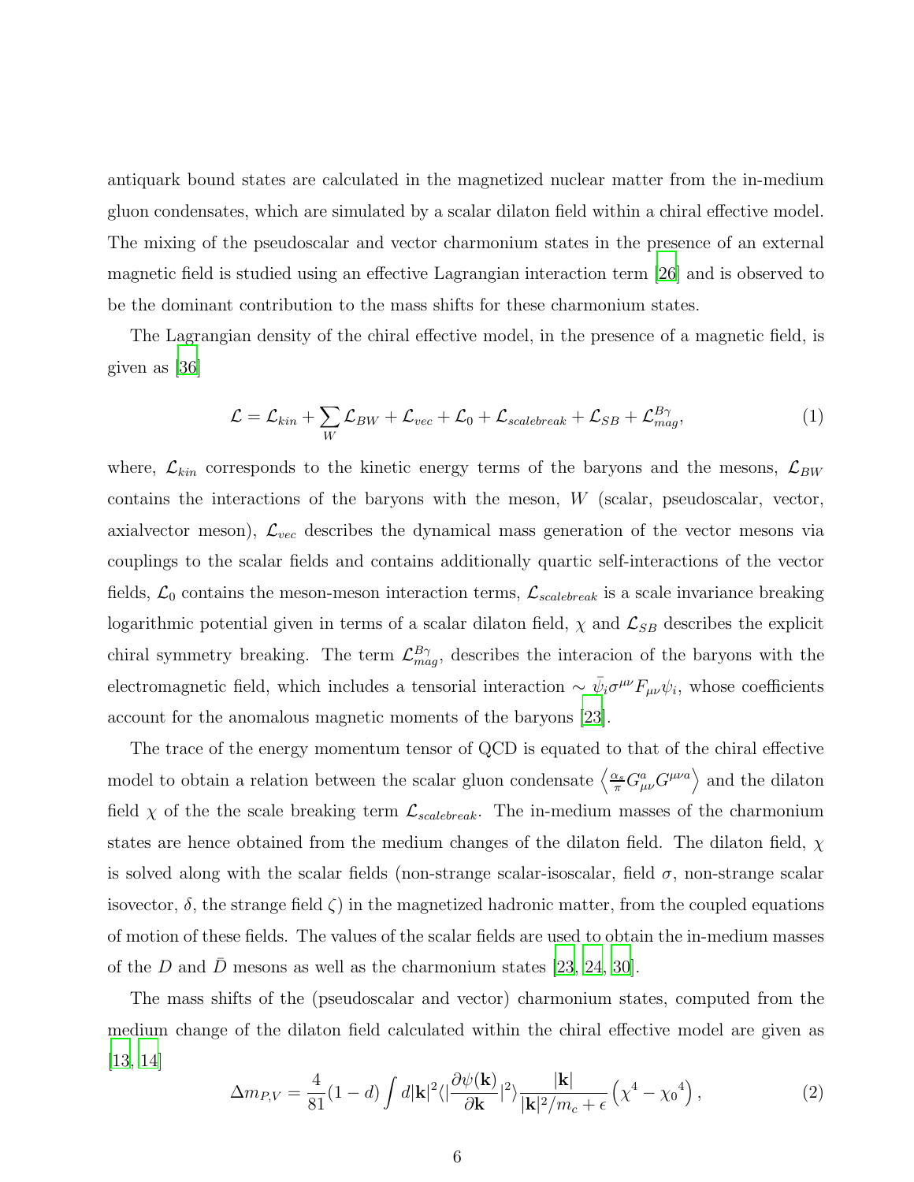antiquark bound states are calculated in the magnetized nuclear matter from the in-medium gluon condensates, which are simulated by a scalar dilaton field within a chiral effective model. The mixing of the pseudoscalar and vector charmonium states in the presence of an external magnetic field is studied using an effective Lagrangian interaction term [26] and is observed to be the dominant contribution to the mass shifts for these charmonium states.

The Lagrangian density of the chiral effective model, in the presence of a magnetic field, is given as [36]

$$\mathcal{L} = \mathcal{L}_{kin} + \sum_W \mathcal{L}_{BW} + \mathcal{L}_{vec} + \mathcal{L}_0 + \mathcal{L}_{scalebreak} + \mathcal{L}_{SB} + \mathcal{L}_{mag}^{B\gamma}, \tag{1}$$

where, $\mathcal{L}_{kin}$ corresponds to the kinetic energy terms of the baryons and the mesons, $\mathcal{L}_{BW}$ contains the interactions of the baryons with the meson, $W$ (scalar, pseudoscalar, vector, axialvector meson), $\mathcal{L}_{vec}$ describes the dynamical mass generation of the vector mesons via couplings to the scalar fields and contains additionally quartic self-interactions of the vector fields, $\mathcal{L}_0$ contains the meson-meson interaction terms, $\mathcal{L}_{scalebreak}$ is a scale invariance breaking logarithmic potential given in terms of a scalar dilaton field, $\chi$ and $\mathcal{L}_{SB}$ describes the explicit chiral symmetry breaking. The term $\mathcal{L}_{mag}^{B\gamma}$, describes the interacion of the baryons with the electromagnetic field, which includes a tensorial interaction $\sim \bar{\psi}_i \sigma^{\mu\nu} F_{\mu\nu} \psi_i$, whose coefficients account for the anomalous magnetic moments of the baryons [23].

The trace of the energy momentum tensor of QCD is equated to that of the chiral effective model to obtain a relation between the scalar gluon condensate $\left\langle \frac{\alpha_s}{\pi} G^a_{\mu\nu} G^{\mu\nu a} \right\rangle$ and the dilaton field $\chi$ of the the scale breaking term $\mathcal{L}_{scalebreak}$. The in-medium masses of the charmonium states are hence obtained from the medium changes of the dilaton field. The dilaton field, $\chi$ is solved along with the scalar fields (non-strange scalar-isoscalar, field $\sigma$, non-strange scalar isovector, $\delta$, the strange field $\zeta$) in the magnetized hadronic matter, from the coupled equations of motion of these fields. The values of the scalar fields are used to obtain the in-medium masses of the $D$ and $\bar{D}$ mesons as well as the charmonium states [23, 24, 30].

The mass shifts of the (pseudoscalar and vector) charmonium states, computed from the medium change of the dilaton field calculated within the chiral effective model are given as [13, 14]

$$\Delta m_{P,V} = \frac{4}{81}(1-d) \int d|\mathbf{k}|^2 \langle |\frac{\partial \psi(\mathbf{k})}{\partial \mathbf{k}}|^2 \rangle \frac{|\mathbf{k}|}{|\mathbf{k}|^2/m_c + \epsilon} \left( \chi^4 - {\chi_0}^4 \right), \tag{2}$$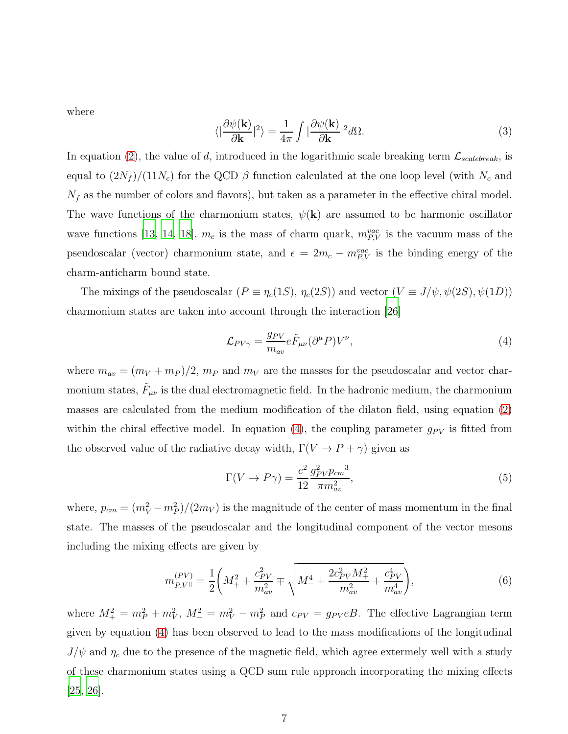where

$$\langle|\frac{\partial\psi(\mathbf{k})}{\partial\mathbf{k}}|^2\rangle = \frac{1}{4\pi}\int|\frac{\partial\psi(\mathbf{k})}{\partial\mathbf{k}}|^2 d\Omega. \tag{3}$$

In equation (2), the value of $d$, introduced in the logarithmic scale breaking term $\mathcal{L}_{scalebreak}$, is equal to $(2N_f)/(11N_c)$ for the QCD $\beta$ function calculated at the one loop level (with $N_c$ and $N_f$ as the number of colors and flavors), but taken as a parameter in the effective chiral model. The wave functions of the charmonium states, $\psi(\mathbf{k})$ are assumed to be harmonic oscillator wave functions [13, 14, 18], $m_c$ is the mass of charm quark, $m_{P,V}^{vac}$ is the vacuum mass of the pseudoscalar (vector) charmonium state, and $\epsilon = 2m_c - m_{P,V}^{vac}$ is the binding energy of the charm-anticharm bound state.

The mixings of the pseudoscalar ($P \equiv \eta_c(1S)$, $\eta_c(2S)$) and vector ($V \equiv J/\psi, \psi(2S), \psi(1D)$) charmonium states are taken into account through the interaction [26]

$$\mathcal{L}_{PV\gamma} = \frac{g_{PV}}{m_{av}} e\tilde{F}_{\mu\nu}(\partial^\mu P)V^\nu, \tag{4}$$

where $m_{av} = (m_V + m_P)/2$, $m_P$ and $m_V$ are the masses for the pseudoscalar and vector charmonium states, $\tilde{F}_{\mu\nu}$ is the dual electromagnetic field. In the hadronic medium, the charmonium masses are calculated from the medium modification of the dilaton field, using equation (2) within the chiral effective model. In equation (4), the coupling parameter $g_{PV}$ is fitted from the observed value of the radiative decay width, $\Gamma(V \to P + \gamma)$ given as

$$\Gamma(V \to P\gamma) = \frac{e^2}{12}\frac{g_{PV}^2 {p_{cm}}^3}{\pi m_{av}^2}, \tag{5}$$

where, $p_{cm} = (m_V^2 - m_P^2)/(2m_V)$ is the magnitude of the center of mass momentum in the final state. The masses of the pseudoscalar and the longitudinal component of the vector mesons including the mixing effects are given by

$$m_{P,V^{||}}^{(PV)} = \frac{1}{2}\left(M_+^2 + \frac{c_{PV}^2}{m_{av}^2} \mp \sqrt{M_-^4 + \frac{2c_{PV}^2 M_+^2}{m_{av}^2} + \frac{c_{PV}^4}{m_{av}^4}}\right), \tag{6}$$

where $M_+^2 = m_P^2 + m_V^2$, $M_-^2 = m_V^2 - m_P^2$ and $c_{PV} = g_{PV}eB$. The effective Lagrangian term given by equation (4) has been observed to lead to the mass modifications of the longitudinal $J/\psi$ and $\eta_c$ due to the presence of the magnetic field, which agree extermely well with a study of these charmonium states using a QCD sum rule approach incorporating the mixing effects [25, 26].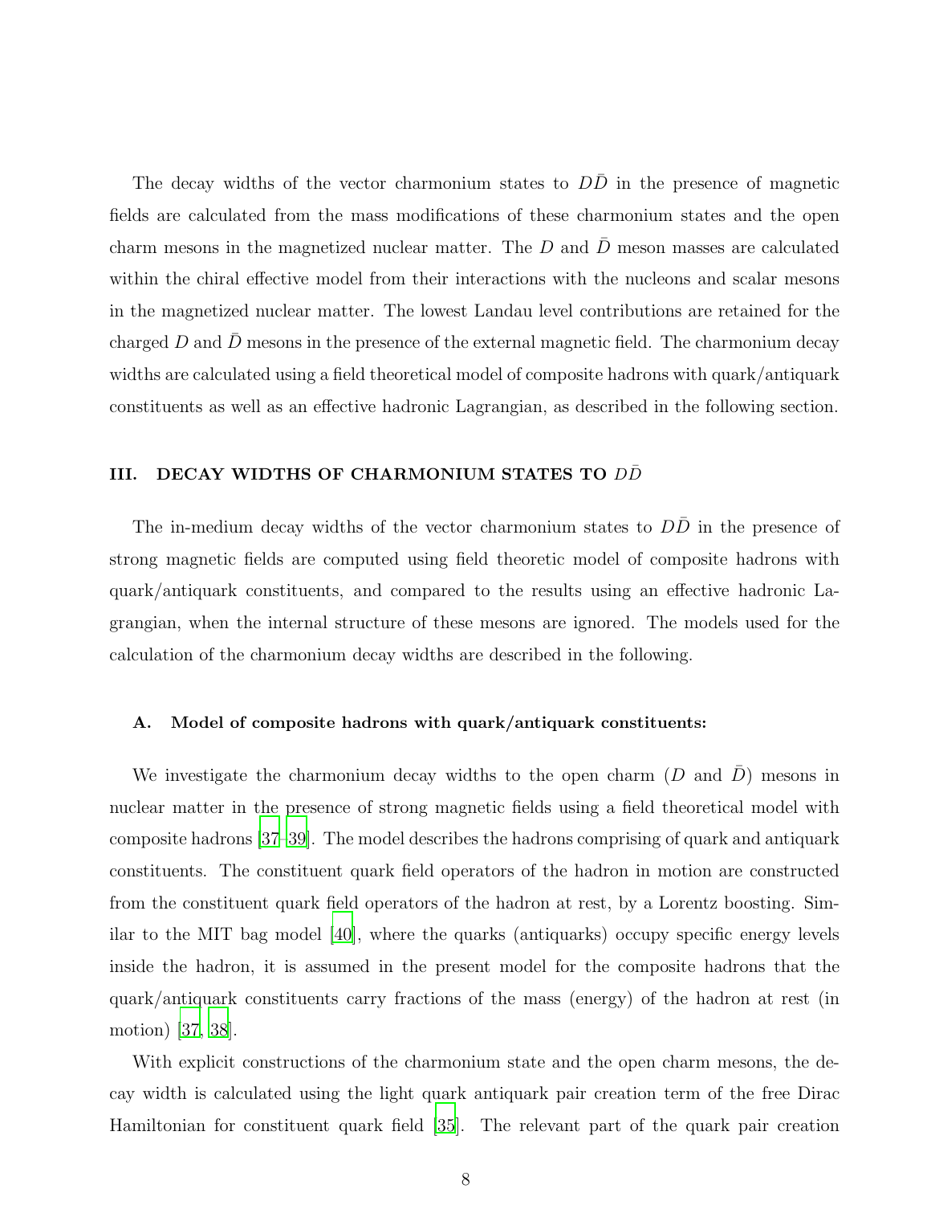The decay widths of the vector charmonium states to $D\bar{D}$ in the presence of magnetic fields are calculated from the mass modifications of these charmonium states and the open charm mesons in the magnetized nuclear matter. The $D$ and $\bar{D}$ meson masses are calculated within the chiral effective model from their interactions with the nucleons and scalar mesons in the magnetized nuclear matter. The lowest Landau level contributions are retained for the charged $D$ and $\bar{D}$ mesons in the presence of the external magnetic field. The charmonium decay widths are calculated using a field theoretical model of composite hadrons with quark/antiquark constituents as well as an effective hadronic Lagrangian, as described in the following section.

## III. DECAY WIDTHS OF CHARMONIUM STATES TO $D\bar{D}$

The in-medium decay widths of the vector charmonium states to $D\bar{D}$ in the presence of strong magnetic fields are computed using field theoretic model of composite hadrons with quark/antiquark constituents, and compared to the results using an effective hadronic Lagrangian, when the internal structure of these mesons are ignored. The models used for the calculation of the charmonium decay widths are described in the following.

### A. Model of composite hadrons with quark/antiquark constituents:

We investigate the charmonium decay widths to the open charm ($D$ and $\bar{D}$) mesons in nuclear matter in the presence of strong magnetic fields using a field theoretical model with composite hadrons [37–39]. The model describes the hadrons comprising of quark and antiquark constituents. The constituent quark field operators of the hadron in motion are constructed from the constituent quark field operators of the hadron at rest, by a Lorentz boosting. Similar to the MIT bag model [40], where the quarks (antiquarks) occupy specific energy levels inside the hadron, it is assumed in the present model for the composite hadrons that the quark/antiquark constituents carry fractions of the mass (energy) of the hadron at rest (in motion) [37, 38].

With explicit constructions of the charmonium state and the open charm mesons, the decay width is calculated using the light quark antiquark pair creation term of the free Dirac Hamiltonian for constituent quark field [35]. The relevant part of the quark pair creation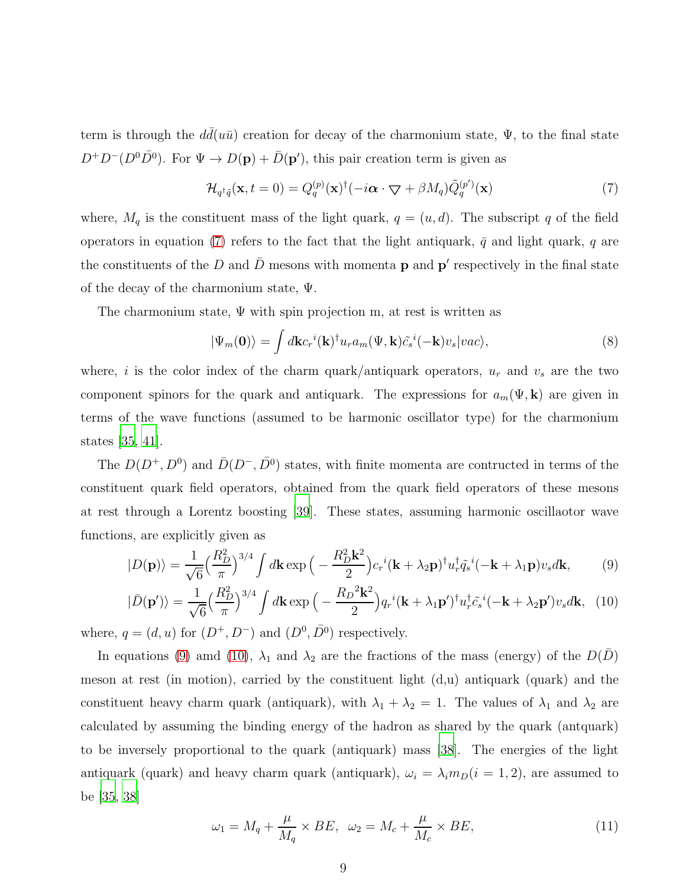term is through the $d\bar{d}(u\bar{u})$ creation for decay of the charmonium state, $\Psi$, to the final state $D^+D^-(D^0\bar{D}^0)$. For $\Psi \to D(\mathbf{p}) + \bar{D}(\mathbf{p}')$, this pair creation term is given as

$$\mathcal{H}_{q^\dagger \tilde{q}}(\mathbf{x}, t=0) = Q_q^{(p)}(\mathbf{x})^\dagger (-i\boldsymbol{\alpha} \cdot \nabla + \beta M_q) \tilde{Q}_q^{(p')}(\mathbf{x}) \tag{7}$$

where, $M_q$ is the constituent mass of the light quark, $q = (u, d)$. The subscript $q$ of the field operators in equation (7) refers to the fact that the light antiquark, $\bar{q}$ and light quark, $q$ are the constituents of the $D$ and $\bar{D}$ mesons with momenta $\mathbf{p}$ and $\mathbf{p}'$ respectively in the final state of the decay of the charmonium state, $\Psi$.

The charmonium state, $\Psi$ with spin projection m, at rest is written as

$$|\Psi_m(\mathbf{0})\rangle = \int d\mathbf{k} {c_r}^i(\mathbf{k})^\dagger u_r a_m(\Psi, \mathbf{k}) \tilde{c_s}^i(-\mathbf{k}) v_s |vac\rangle, \tag{8}$$

where, $i$ is the color index of the charm quark/antiquark operators, $u_r$ and $v_s$ are the two component spinors for the quark and antiquark. The expressions for $a_m(\Psi, \mathbf{k})$ are given in terms of the wave functions (assumed to be harmonic oscillator type) for the charmonium states [35, 41].

The $D(D^+, D^0)$ and $\bar{D}(D^-, \bar{D^0})$ states, with finite momenta are contructed in terms of the constituent quark field operators, obtained from the quark field operators of these mesons at rest through a Lorentz boosting [39]. These states, assuming harmonic oscillaotor wave functions, are explicitly given as

$$|D(\mathbf{p})\rangle = \frac{1}{\sqrt{6}} \Big(\frac{R_D^2}{\pi}\Big)^{3/4} \int d\mathbf{k} \exp\Big(-\frac{R_D^2 \mathbf{k}^2}{2}\Big) {c_r}^i(\mathbf{k} + \lambda_2 \mathbf{p})^\dagger u_r^\dagger \tilde{q_s}^i(-\mathbf{k} + \lambda_1 \mathbf{p}) v_s d\mathbf{k}, \tag{9}$$

$$|\bar{D}(\mathbf{p}')\rangle = \frac{1}{\sqrt{6}} \Big(\frac{R_D^2}{\pi}\Big)^{3/4} \int d\mathbf{k} \exp\Big(-\frac{{R_D}^2 \mathbf{k}^2}{2}\Big) {q_r}^i(\mathbf{k} + \lambda_1 \mathbf{p}')^\dagger u_r^\dagger \tilde{c_s}^i(-\mathbf{k} + \lambda_2 \mathbf{p}') v_s d\mathbf{k}, \tag{10}$$

where, $q = (d, u)$ for $(D^+, D^-)$ and $(D^0, \bar{D^0})$ respectively.

In equations (9) amd (10), $\lambda_1$ and $\lambda_2$ are the fractions of the mass (energy) of the $D(\bar{D})$ meson at rest (in motion), carried by the constituent light (d,u) antiquark (quark) and the constituent heavy charm quark (antiquark), with $\lambda_1 + \lambda_2 = 1$. The values of $\lambda_1$ and $\lambda_2$ are calculated by assuming the binding energy of the hadron as shared by the quark (antquark) to be inversely proportional to the quark (antiquark) mass [38]. The energies of the light antiquark (quark) and heavy charm quark (antiquark), $\omega_i = \lambda_i m_D (i = 1, 2)$, are assumed to be [35, 38]

$$\omega_1 = M_q + \frac{\mu}{M_q} \times BE, \;\; \omega_2 = M_c + \frac{\mu}{M_c} \times BE, \tag{11}$$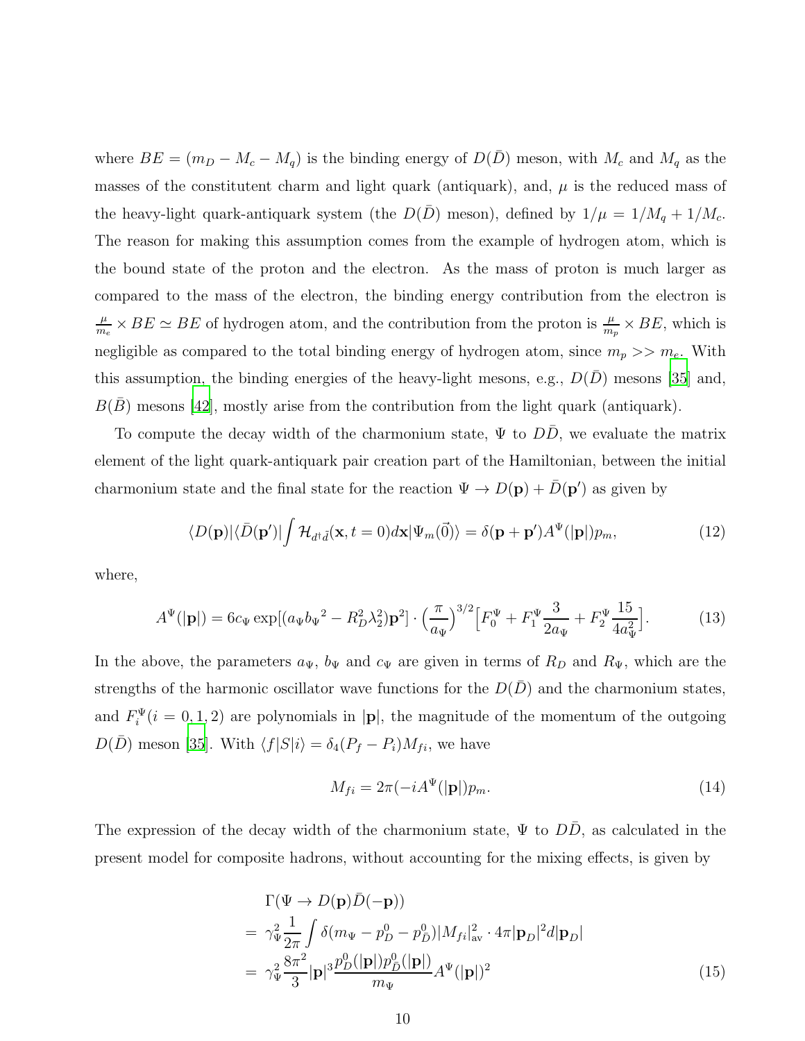where $BE = (m_D - M_c - M_q)$ is the binding energy of $D(\bar{D})$ meson, with $M_c$ and $M_q$ as the masses of the constitutent charm and light quark (antiquark), and, $\mu$ is the reduced mass of the heavy-light quark-antiquark system (the $D(\bar{D})$ meson), defined by $1/\mu = 1/M_q + 1/M_c$. The reason for making this assumption comes from the example of hydrogen atom, which is the bound state of the proton and the electron. As the mass of proton is much larger as compared to the mass of the electron, the binding energy contribution from the electron is $\frac{\mu}{m_e} \times BE \simeq BE$ of hydrogen atom, and the contribution from the proton is $\frac{\mu}{m_p} \times BE$, which is negligible as compared to the total binding energy of hydrogen atom, since $m_p >> m_e$. With this assumption, the binding energies of the heavy-light mesons, e.g., $D(\bar{D})$ mesons [35] and, $B(\bar{B})$ mesons [42], mostly arise from the contribution from the light quark (antiquark).

To compute the decay width of the charmonium state, $\Psi$ to $D\bar{D}$, we evaluate the matrix element of the light quark-antiquark pair creation part of the Hamiltonian, between the initial charmonium state and the final state for the reaction $\Psi \to D(\mathbf{p}) + \bar{D}(\mathbf{p}')$ as given by

$$\langle D(\mathbf{p})|\langle \bar{D}(\mathbf{p}')|\int \mathcal{H}_{d^\dagger \tilde{d}}(\mathbf{x}, t=0)d\mathbf{x}|\Psi_m(\vec{0})\rangle = \delta(\mathbf{p}+\mathbf{p}')A^{\Psi}(|\mathbf{p}|)p_m, \tag{12}$$

where,

$$A^{\Psi}(|\mathbf{p}|) = 6c_{\Psi}\exp[(a_{\Psi}{b_{\Psi}}^2 - R_D^2\lambda_2^2)\mathbf{p}^2]\cdot\left(\frac{\pi}{a_{\Psi}}\right)^{3/2}\Big[F_0^{\Psi} + F_1^{\Psi}\frac{3}{2a_{\Psi}} + F_2^{\Psi}\frac{15}{4a_{\Psi}^2}\Big]. \tag{13}$$

In the above, the parameters $a_{\Psi}$, $b_{\Psi}$ and $c_{\Psi}$ are given in terms of $R_D$ and $R_{\Psi}$, which are the strengths of the harmonic oscillator wave functions for the $D(\bar{D})$ and the charmonium states, and $F_i^{\Psi}(i=0,1,2)$ are polynomials in $|\mathbf{p}|$, the magnitude of the momentum of the outgoing $D(\bar{D})$ meson [35]. With $\langle f|S|i\rangle = \delta_4(P_f - P_i)M_{fi}$, we have

$$M_{fi} = 2\pi(-iA^{\Psi}(|\mathbf{p}|)p_m. \tag{14}$$

The expression of the decay width of the charmonium state, $\Psi$ to $D\bar{D}$, as calculated in the present model for composite hadrons, without accounting for the mixing effects, is given by

$$\begin{aligned}
&\Gamma(\Psi \to D(\mathbf{p})\bar{D}(-\mathbf{p})) \\
&= \gamma_{\Psi}^2 \frac{1}{2\pi}\int \delta(m_{\Psi} - p_D^0 - p_{\bar{D}}^0)|M_{fi}|^2_{\text{av}}\cdot 4\pi|\mathbf{p}_D|^2 d|\mathbf{p}_D| \\
&= \gamma_{\Psi}^2 \frac{8\pi^2}{3}|\mathbf{p}|^3 \frac{p_D^0(|\mathbf{p}|)p_{\bar{D}}^0(|\mathbf{p}|)}{m_{\Psi}} A^{\Psi}(|\mathbf{p}|)^2
\end{aligned} \tag{15}$$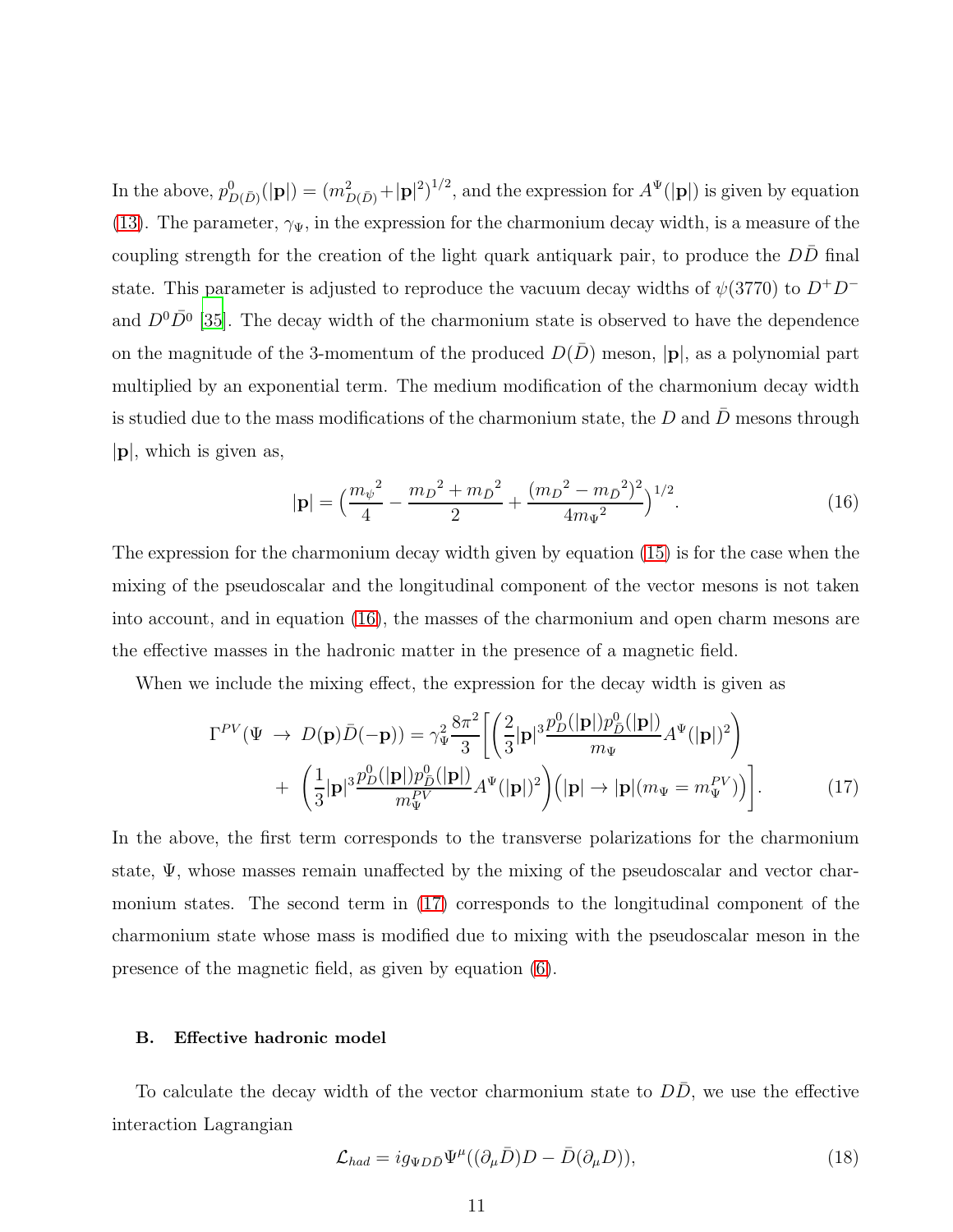In the above, $p^0_{D(\bar{D})}(|\mathbf{p}|) = (m^2_{D(\bar{D})} + |\mathbf{p}|^2)^{1/2}$, and the expression for $A^{\Psi}(|\mathbf{p}|)$ is given by equation (13). The parameter, $\gamma_\Psi$, in the expression for the charmonium decay width, is a measure of the coupling strength for the creation of the light quark antiquark pair, to produce the $D\bar{D}$ final state. This parameter is adjusted to reproduce the vacuum decay widths of $\psi(3770)$ to $D^+D^-$ and $D^0\bar{D}^0$ [35]. The decay width of the charmonium state is observed to have the dependence on the magnitude of the 3-momentum of the produced $D(\bar{D})$ meson, $|\mathbf{p}|$, as a polynomial part multiplied by an exponential term. The medium modification of the charmonium decay width is studied due to the mass modifications of the charmonium state, the $D$ and $\bar{D}$ mesons through $|\mathbf{p}|$, which is given as,

$$|\mathbf{p}| = \Big(\frac{{m_\psi}^2}{4} - \frac{{m_D}^2 + {m_{\bar{D}}}^2}{2} + \frac{({m_D}^2 - {m_{\bar{D}}}^2)^2}{4{m_\Psi}^2}\Big)^{1/2}. \tag{16}$$

The expression for the charmonium decay width given by equation (15) is for the case when the mixing of the pseudoscalar and the longitudinal component of the vector mesons is not taken into account, and in equation (16), the masses of the charmonium and open charm mesons are the effective masses in the hadronic matter in the presence of a magnetic field.

When we include the mixing effect, the expression for the decay width is given as

$$\Gamma^{PV}(\Psi \rightarrow D(\mathbf{p})\bar{D}(-\mathbf{p})) = \gamma_\Psi^2 \frac{8\pi^2}{3}\Bigg[\Bigg(\frac{2}{3}|\mathbf{p}|^3 \frac{p^0_D(|\mathbf{p}|)p^0_{\bar{D}}(|\mathbf{p}|)}{m_\Psi} A^\Psi(|\mathbf{p}|)^2\Bigg) + \Bigg(\frac{1}{3}|\mathbf{p}|^3 \frac{p^0_D(|\mathbf{p}|)p^0_{\bar{D}}(|\mathbf{p}|)}{m_\Psi^{PV}} A^\Psi(|\mathbf{p}|)^2\Bigg)\Big(|\mathbf{p}| \rightarrow |\mathbf{p}|(m_\Psi = m_\Psi^{PV})\Big)\Bigg]. \tag{17}$$

In the above, the first term corresponds to the transverse polarizations for the charmonium state, $\Psi$, whose masses remain unaffected by the mixing of the pseudoscalar and vector charmonium states. The second term in (17) corresponds to the longitudinal component of the charmonium state whose mass is modified due to mixing with the pseudoscalar meson in the presence of the magnetic field, as given by equation (6).

### B. Effective hadronic model

To calculate the decay width of the vector charmonium state to $D\bar{D}$, we use the effective interaction Lagrangian

$$\mathcal{L}_{had} = i g_{\Psi D\bar{D}} \Psi^\mu ((\partial_\mu \bar{D})D - \bar{D}(\partial_\mu D)), \tag{18}$$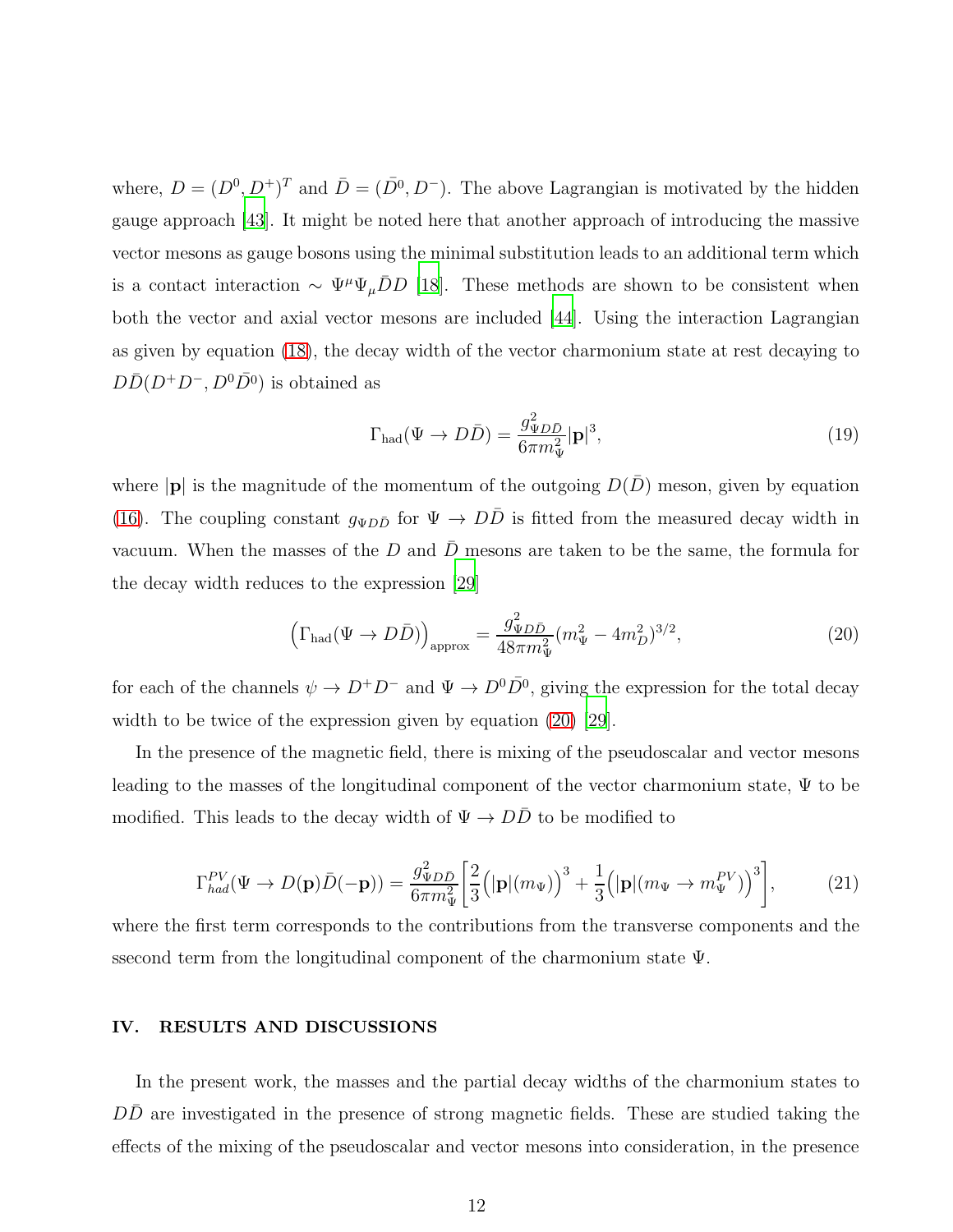where, $D = (D^0, D^+)^T$ and $\bar{D} = (\bar{D}^0, D^-)$. The above Lagrangian is motivated by the hidden gauge approach [43]. It might be noted here that another approach of introducing the massive vector mesons as gauge bosons using the minimal substitution leads to an additional term which is a contact interaction $\sim \Psi^\mu \Psi_\mu \bar{D} D$ [18]. These methods are shown to be consistent when both the vector and axial vector mesons are included [44]. Using the interaction Lagrangian as given by equation (18), the decay width of the vector charmonium state at rest decaying to $D\bar{D}(D^+D^-, D^0\bar{D}^0)$ is obtained as

$$\Gamma_{\rm had}(\Psi \to D\bar{D}) = \frac{g^2_{\Psi D\bar{D}}}{6\pi m_\Psi^2} |\mathbf{p}|^3, \tag{19}$$

where $|\mathbf{p}|$ is the magnitude of the momentum of the outgoing $D(\bar{D})$ meson, given by equation (16). The coupling constant $g_{\Psi D\bar{D}}$ for $\Psi \to D\bar{D}$ is fitted from the measured decay width in vacuum. When the masses of the $D$ and $\bar{D}$ mesons are taken to be the same, the formula for the decay width reduces to the expression [29]

$$\Big(\Gamma_{\rm had}(\Psi \to D\bar{D})\Big)_{\rm approx} = \frac{g^2_{\Psi D\bar{D}}}{48\pi m_\Psi^2} (m_\Psi^2 - 4m_D^2)^{3/2}, \tag{20}$$

for each of the channels $\psi \to D^+D^-$ and $\Psi \to D^0\bar{D}^0$, giving the expression for the total decay width to be twice of the expression given by equation (20) [29].

In the presence of the magnetic field, there is mixing of the pseudoscalar and vector mesons leading to the masses of the longitudinal component of the vector charmonium state, $\Psi$ to be modified. This leads to the decay width of $\Psi \to D\bar{D}$ to be modified to

$$\Gamma^{PV}_{had}(\Psi \to D(\mathbf{p})\bar{D}(-\mathbf{p})) = \frac{g^2_{\Psi D\bar{D}}}{6\pi m_\Psi^2} \left[ \frac{2}{3} \Big(|\mathbf{p}|(m_\Psi)\Big)^3 + \frac{1}{3} \Big(|\mathbf{p}|(m_\Psi \to m_\Psi^{PV})\Big)^3 \right], \tag{21}$$

where the first term corresponds to the contributions from the transverse components and the ssecond term from the longitudinal component of the charmonium state $\Psi$.

## IV. RESULTS AND DISCUSSIONS

In the present work, the masses and the partial decay widths of the charmonium states to $D\bar{D}$ are investigated in the presence of strong magnetic fields. These are studied taking the effects of the mixing of the pseudoscalar and vector mesons into consideration, in the presence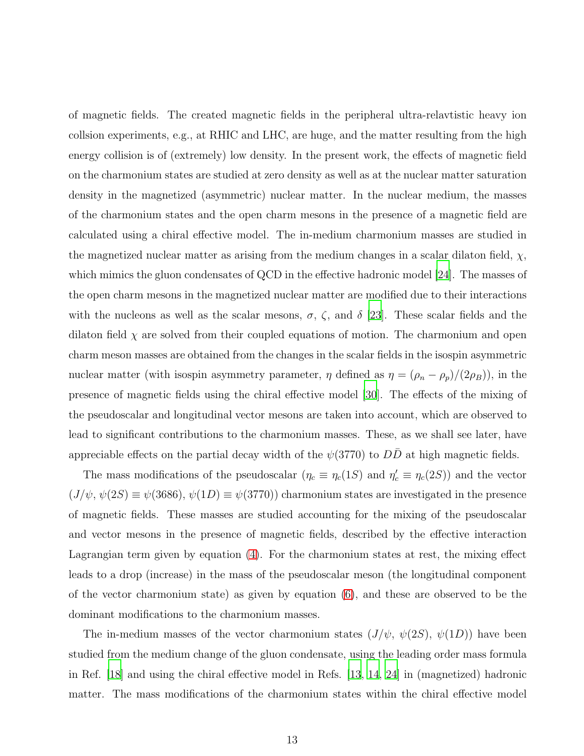of magnetic fields. The created magnetic fields in the peripheral ultra-relavtistic heavy ion collsion experiments, e.g., at RHIC and LHC, are huge, and the matter resulting from the high energy collision is of (extremely) low density. In the present work, the effects of magnetic field on the charmonium states are studied at zero density as well as at the nuclear matter saturation density in the magnetized (asymmetric) nuclear matter. In the nuclear medium, the masses of the charmonium states and the open charm mesons in the presence of a magnetic field are calculated using a chiral effective model. The in-medium charmonium masses are studied in the magnetized nuclear matter as arising from the medium changes in a scalar dilaton field, $\chi$, which mimics the gluon condensates of QCD in the effective hadronic model [24]. The masses of the open charm mesons in the magnetized nuclear matter are modified due to their interactions with the nucleons as well as the scalar mesons, $\sigma$, $\zeta$, and $\delta$ [23]. These scalar fields and the dilaton field $\chi$ are solved from their coupled equations of motion. The charmonium and open charm meson masses are obtained from the changes in the scalar fields in the isospin asymmetric nuclear matter (with isospin asymmetry parameter, $\eta$ defined as $\eta = (\rho_n - \rho_p)/(2\rho_B)$), in the presence of magnetic fields using the chiral effective model [30]. The effects of the mixing of the pseudoscalar and longitudinal vector mesons are taken into account, which are observed to lead to significant contributions to the charmonium masses. These, as we shall see later, have appreciable effects on the partial decay width of the $\psi(3770)$ to $D\bar{D}$ at high magnetic fields.

The mass modifications of the pseudoscalar ($\eta_c \equiv \eta_c(1S)$ and $\eta_c' \equiv \eta_c(2S)$) and the vector ($J/\psi$, $\psi(2S) \equiv \psi(3686)$, $\psi(1D) \equiv \psi(3770)$) charmonium states are investigated in the presence of magnetic fields. These masses are studied accounting for the mixing of the pseudoscalar and vector mesons in the presence of magnetic fields, described by the effective interaction Lagrangian term given by equation (4). For the charmonium states at rest, the mixing effect leads to a drop (increase) in the mass of the pseudoscalar meson (the longitudinal component of the vector charmonium state) as given by equation (6), and these are observed to be the dominant modifications to the charmonium masses.

The in-medium masses of the vector charmonium states ($J/\psi$, $\psi(2S)$, $\psi(1D)$) have been studied from the medium change of the gluon condensate, using the leading order mass formula in Ref. [18] and using the chiral effective model in Refs. [13, 14, 24] in (magnetized) hadronic matter. The mass modifications of the charmonium states within the chiral effective model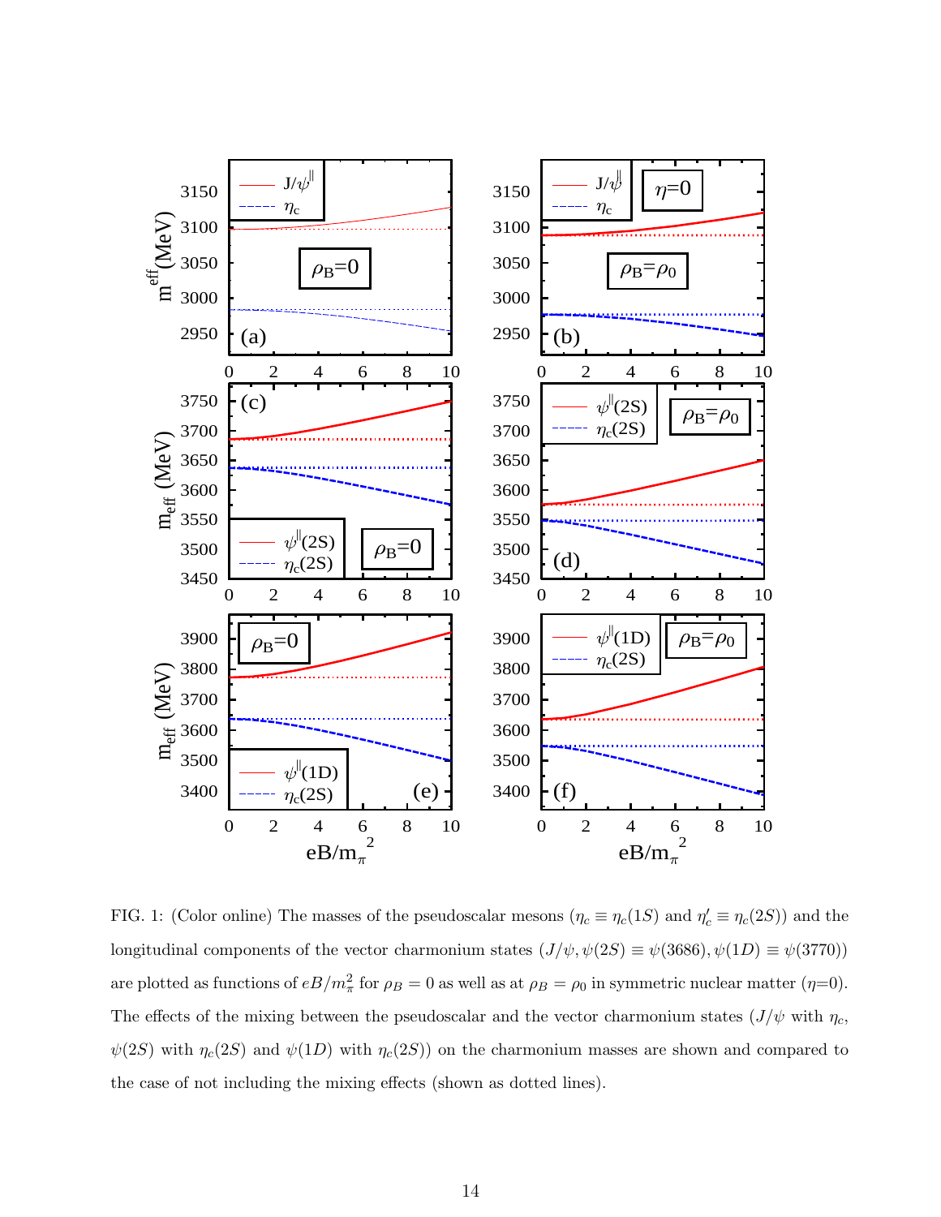FIG. 1: (Color online) The masses of the pseudoscalar mesons ($\eta_c \equiv \eta_c(1S)$ and $\eta_c' \equiv \eta_c(2S)$) and the longitudinal components of the vector charmonium states ($J/\psi, \psi(2S) \equiv \psi(3686), \psi(1D) \equiv \psi(3770)$) are plotted as functions of $eB/m_\pi^2$ for $\rho_B = 0$ as well as at $\rho_B = \rho_0$ in symmetric nuclear matter ($\eta$=0). The effects of the mixing between the pseudoscalar and the vector charmonium states ($J/\psi$ with $\eta_c$, $\psi(2S)$ with $\eta_c(2S)$ and $\psi(1D)$ with $\eta_c(2S)$) on the charmonium masses are shown and compared to the case of not including the mixing effects (shown as dotted lines).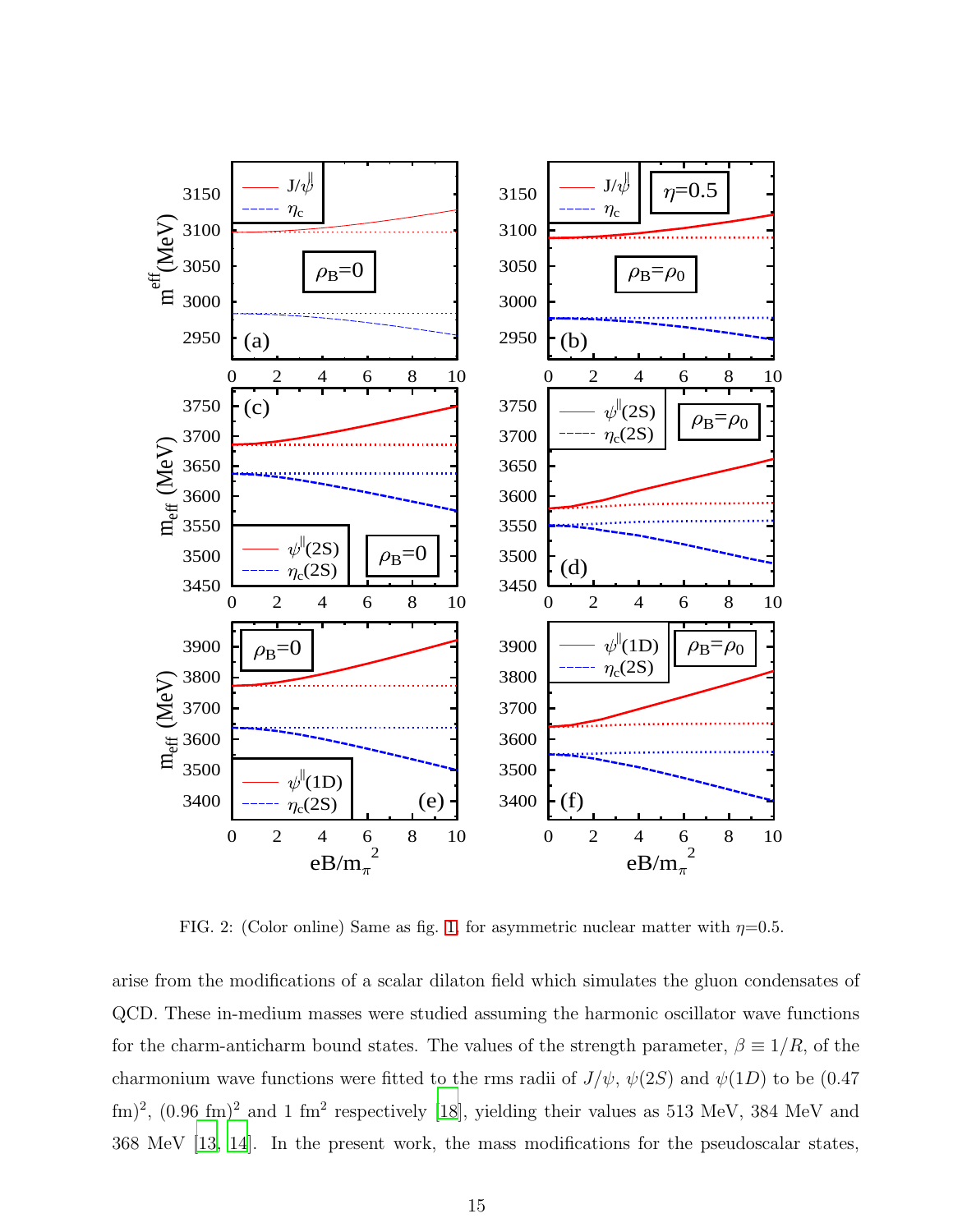FIG. 2: (Color online) Same as fig. 1, for asymmetric nuclear matter with $\eta$=0.5.

arise from the modifications of a scalar dilaton field which simulates the gluon condensates of QCD. These in-medium masses were studied assuming the harmonic oscillator wave functions for the charm-anticharm bound states. The values of the strength parameter, $\beta \equiv 1/R$, of the charmonium wave functions were fitted to the rms radii of $J/\psi$, $\psi(2S)$ and $\psi(1D)$ to be (0.47 fm)$^2$, (0.96 fm)$^2$ and 1 fm$^2$ respectively [18], yielding their values as 513 MeV, 384 MeV and 368 MeV [13, 14]. In the present work, the mass modifications for the pseudoscalar states,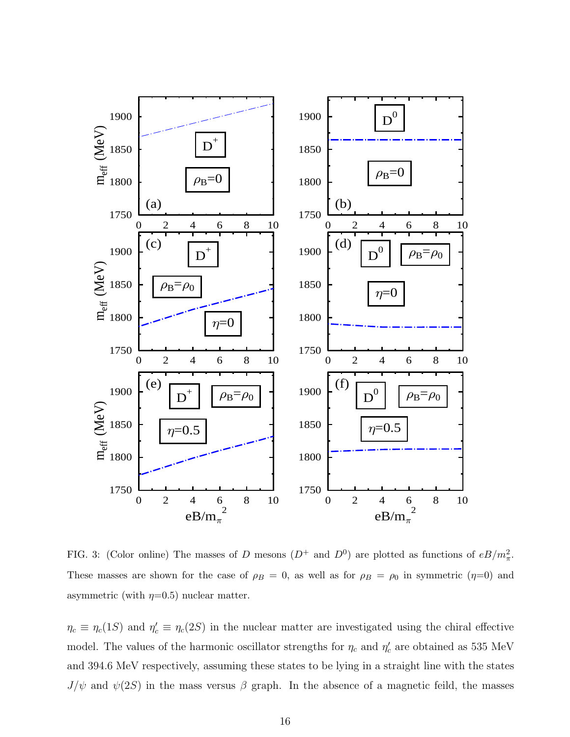FIG. 3: (Color online) The masses of $D$ mesons ($D^+$ and $D^0$) are plotted as functions of $eB/m_\pi^2$. These masses are shown for the case of $\rho_B = 0$, as well as for $\rho_B = \rho_0$ in symmetric ($\eta$=0) and asymmetric (with $\eta$=0.5) nuclear matter.

$\eta_c \equiv \eta_c(1S)$ and $\eta_c' \equiv \eta_c(2S)$ in the nuclear matter are investigated using the chiral effective model. The values of the harmonic oscillator strengths for $\eta_c$ and $\eta_c'$ are obtained as 535 MeV and 394.6 MeV respectively, assuming these states to be lying in a straight line with the states $J/\psi$ and $\psi(2S)$ in the mass versus $\beta$ graph. In the absence of a magnetic feild, the masses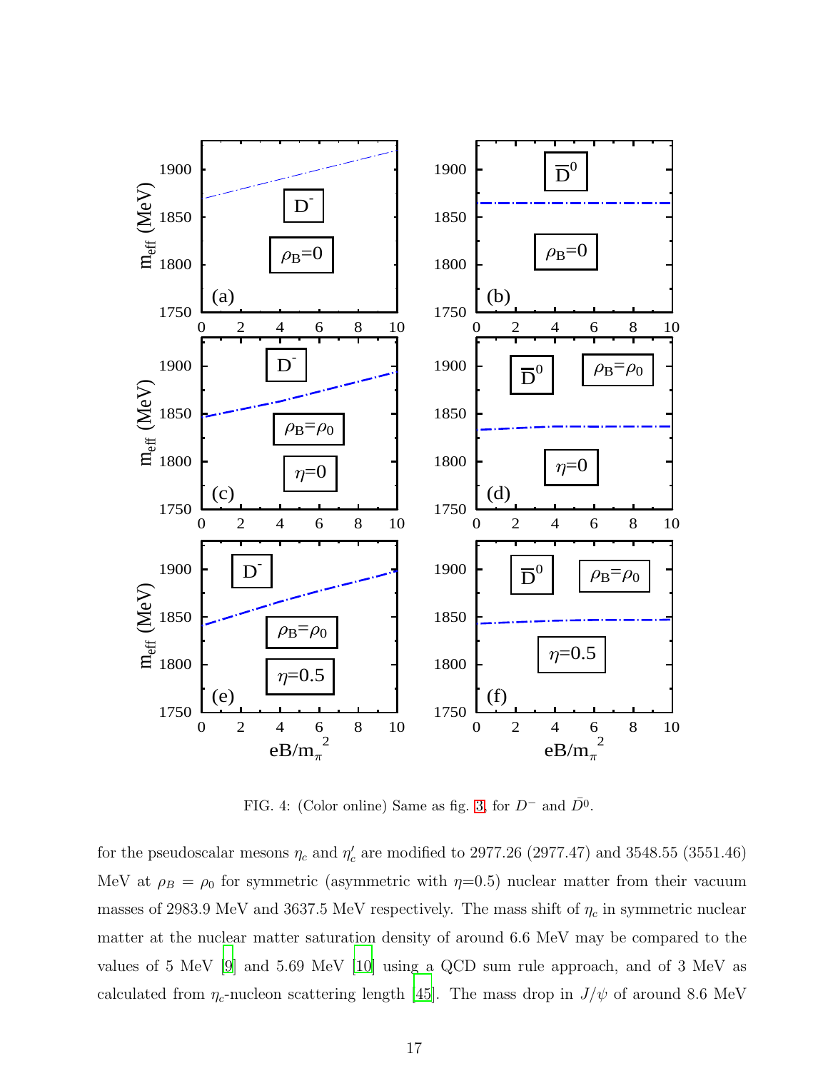FIG. 4: (Color online) Same as fig. 3, for $D^-$ and $\bar{D}^0$.

for the pseudoscalar mesons $\eta_c$ and $\eta_c'$ are modified to 2977.26 (2977.47) and 3548.55 (3551.46) MeV at $\rho_B = \rho_0$ for symmetric (asymmetric with $\eta$=0.5) nuclear matter from their vacuum masses of 2983.9 MeV and 3637.5 MeV respectively. The mass shift of $\eta_c$ in symmetric nuclear matter at the nuclear matter saturation density of around 6.6 MeV may be compared to the values of 5 MeV [9] and 5.69 MeV [10] using a QCD sum rule approach, and of 3 MeV as calculated from $\eta_c$-nucleon scattering length [45]. The mass drop in $J/\psi$ of around 8.6 MeV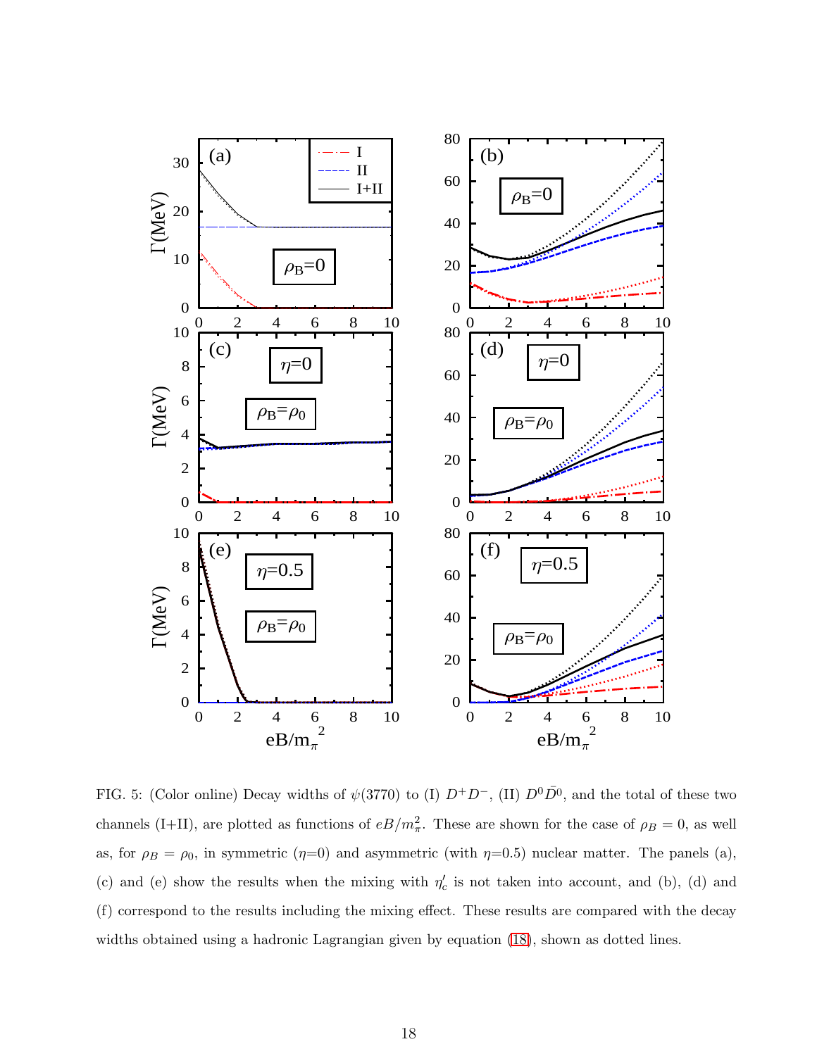FIG. 5: (Color online) Decay widths of $\psi(3770)$ to (I) $D^+D^-$, (II) $D^0\bar{D}^0$, and the total of these two channels (I+II), are plotted as functions of $eB/m_\pi^2$. These are shown for the case of $\rho_B = 0$, as well as, for $\rho_B = \rho_0$, in symmetric ($\eta$=0) and asymmetric (with $\eta$=0.5) nuclear matter. The panels (a), (c) and (e) show the results when the mixing with $\eta'_c$ is not taken into account, and (b), (d) and (f) correspond to the results including the mixing effect. These results are compared with the decay widths obtained using a hadronic Lagrangian given by equation (18), shown as dotted lines.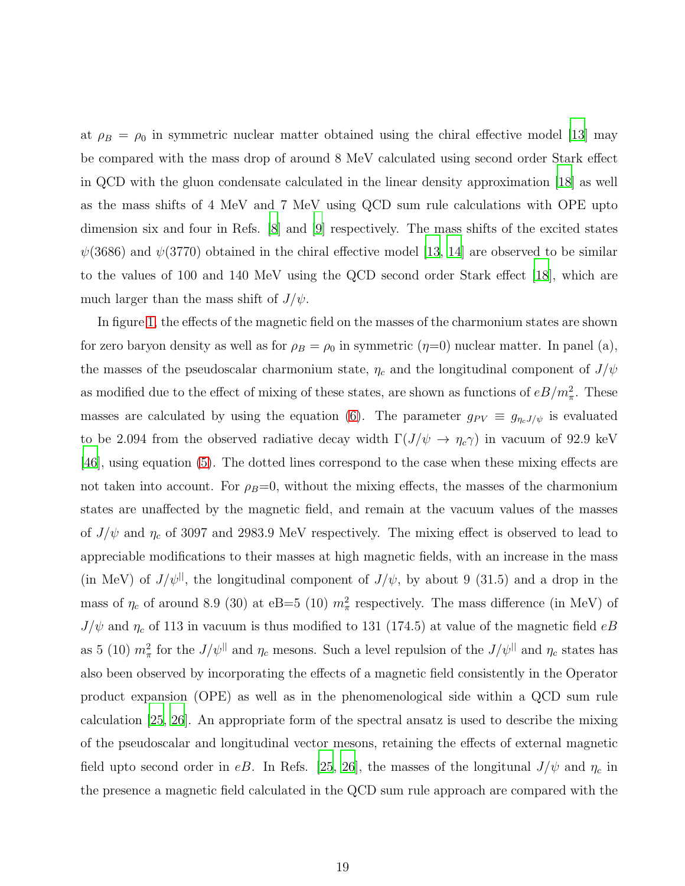at $\rho_B = \rho_0$ in symmetric nuclear matter obtained using the chiral effective model [13] may be compared with the mass drop of around 8 MeV calculated using second order Stark effect in QCD with the gluon condensate calculated in the linear density approximation [18] as well as the mass shifts of 4 MeV and 7 MeV using QCD sum rule calculations with OPE upto dimension six and four in Refs. [8] and [9] respectively. The mass shifts of the excited states $\psi(3686)$ and $\psi(3770)$ obtained in the chiral effective model [13, 14] are observed to be similar to the values of 100 and 140 MeV using the QCD second order Stark effect [18], which are much larger than the mass shift of $J/\psi$.

In figure 1, the effects of the magnetic field on the masses of the charmonium states are shown for zero baryon density as well as for $\rho_B = \rho_0$ in symmetric ($\eta$=0) nuclear matter. In panel (a), the masses of the pseudoscalar charmonium state, $\eta_c$ and the longitudinal component of $J/\psi$ as modified due to the effect of mixing of these states, are shown as functions of $eB/m_\pi^2$. These masses are calculated by using the equation (6). The parameter $g_{PV} \equiv g_{\eta_c J/\psi}$ is evaluated to be 2.094 from the observed radiative decay width $\Gamma(J/\psi \rightarrow \eta_c \gamma)$ in vacuum of 92.9 keV [46], using equation (5). The dotted lines correspond to the case when these mixing effects are not taken into account. For $\rho_B$=0, without the mixing effects, the masses of the charmonium states are unaffected by the magnetic field, and remain at the vacuum values of the masses of $J/\psi$ and $\eta_c$ of 3097 and 2983.9 MeV respectively. The mixing effect is observed to lead to appreciable modifications to their masses at high magnetic fields, with an increase in the mass (in MeV) of $J/\psi^{||}$, the longitudinal component of $J/\psi$, by about 9 (31.5) and a drop in the mass of $\eta_c$ of around 8.9 (30) at eB=5 (10) $m_\pi^2$ respectively. The mass difference (in MeV) of $J/\psi$ and $\eta_c$ of 113 in vacuum is thus modified to 131 (174.5) at value of the magnetic field $eB$ as 5 (10) $m_\pi^2$ for the $J/\psi^{||}$ and $\eta_c$ mesons. Such a level repulsion of the $J/\psi^{||}$ and $\eta_c$ states has also been observed by incorporating the effects of a magnetic field consistently in the Operator product expansion (OPE) as well as in the phenomenological side within a QCD sum rule calculation [25, 26]. An appropriate form of the spectral ansatz is used to describe the mixing of the pseudoscalar and longitudinal vector mesons, retaining the effects of external magnetic field upto second order in $eB$. In Refs. [25, 26], the masses of the longitunal $J/\psi$ and $\eta_c$ in the presence a magnetic field calculated in the QCD sum rule approach are compared with the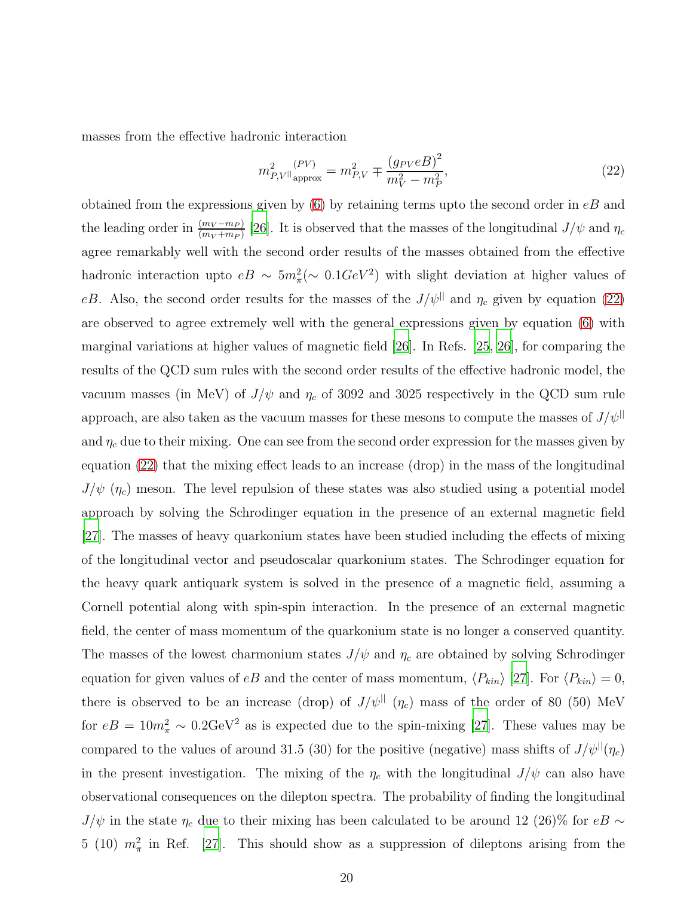masses from the effective hadronic interaction

$$m^{2}_{P,V^{||}}{}^{(PV)}_{\text{approx}} = m^{2}_{P,V} \mp \frac{(g_{PV}eB)^2}{m_V^2 - m_P^2}, \tag{22}$$

obtained from the expressions given by (6) by retaining terms upto the second order in $eB$ and the leading order in $\frac{(m_V - m_P)}{(m_V + m_P)}$ [26]. It is observed that the masses of the longitudinal $J/\psi$ and $\eta_c$ agree remarkably well with the second order results of the masses obtained from the effective hadronic interaction upto $eB \sim 5m_\pi^2 (\sim 0.1GeV^2)$ with slight deviation at higher values of $eB$. Also, the second order results for the masses of the $J/\psi^{||}$ and $\eta_c$ given by equation (22) are observed to agree extremely well with the general expressions given by equation (6) with marginal variations at higher values of magnetic field [26]. In Refs. [25, 26], for comparing the results of the QCD sum rules with the second order results of the effective hadronic model, the vacuum masses (in MeV) of $J/\psi$ and $\eta_c$ of 3092 and 3025 respectively in the QCD sum rule approach, are also taken as the vacuum masses for these mesons to compute the masses of $J/\psi^{||}$ and $\eta_c$ due to their mixing. One can see from the second order expression for the masses given by equation (22) that the mixing effect leads to an increase (drop) in the mass of the longitudinal $J/\psi$ ($\eta_c$) meson. The level repulsion of these states was also studied using a potential model approach by solving the Schrodinger equation in the presence of an external magnetic field [27]. The masses of heavy quarkonium states have been studied including the effects of mixing of the longitudinal vector and pseudoscalar quarkonium states. The Schrodinger equation for the heavy quark antiquark system is solved in the presence of a magnetic field, assuming a Cornell potential along with spin-spin interaction. In the presence of an external magnetic field, the center of mass momentum of the quarkonium state is no longer a conserved quantity. The masses of the lowest charmonium states $J/\psi$ and $\eta_c$ are obtained by solving Schrodinger equation for given values of $eB$ and the center of mass momentum, $\langle P_{kin}\rangle$ [27]. For $\langle P_{kin}\rangle = 0$, there is observed to be an increase (drop) of $J/\psi^{||}$ ($\eta_c$) mass of the order of 80 (50) MeV for $eB = 10m_\pi^2 \sim 0.2\text{GeV}^2$ as is expected due to the spin-mixing [27]. These values may be compared to the values of around 31.5 (30) for the positive (negative) mass shifts of $J/\psi^{||}(\eta_c)$ in the present investigation. The mixing of the $\eta_c$ with the longitudinal $J/\psi$ can also have observational consequences on the dilepton spectra. The probability of finding the longitudinal $J/\psi$ in the state $\eta_c$ due to their mixing has been calculated to be around 12 (26)% for $eB \sim$ 5 (10) $m_\pi^2$ in Ref. [27]. This should show as a suppression of dileptons arising from the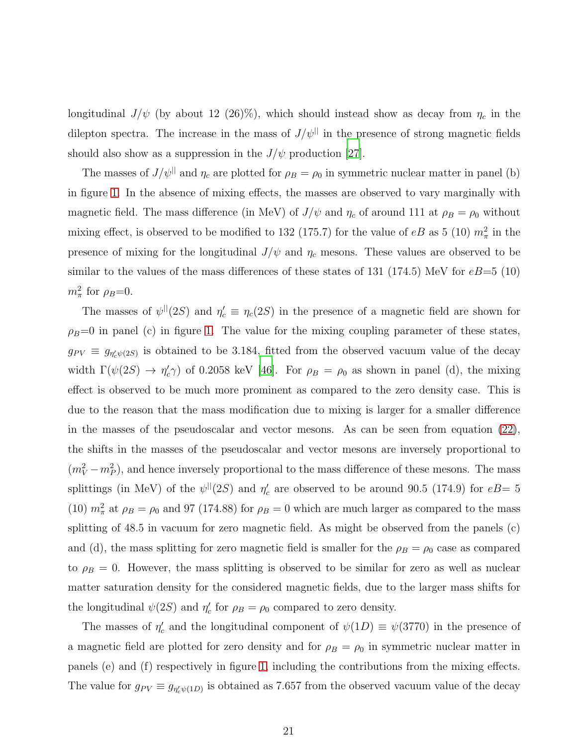longitudinal $J/\psi$ (by about 12 (26)%), which should instead show as decay from $\eta_c$ in the dilepton spectra. The increase in the mass of $J/\psi^{||}$ in the presence of strong magnetic fields should also show as a suppression in the $J/\psi$ production [27].

The masses of $J/\psi^{||}$ and $\eta_c$ are plotted for $\rho_B = \rho_0$ in symmetric nuclear matter in panel (b) in figure 1. In the absence of mixing effects, the masses are observed to vary marginally with magnetic field. The mass difference (in MeV) of $J/\psi$ and $\eta_c$ of around 111 at $\rho_B = \rho_0$ without mixing effect, is observed to be modified to 132 (175.7) for the value of $eB$ as 5 (10) $m_\pi^2$ in the presence of mixing for the longitudinal $J/\psi$ and $\eta_c$ mesons. These values are observed to be similar to the values of the mass differences of these states of 131 (174.5) MeV for $eB$=5 (10) $m_\pi^2$ for $\rho_B$=0.

The masses of $\psi^{||}(2S)$ and $\eta_c' \equiv \eta_c(2S)$ in the presence of a magnetic field are shown for $\rho_B$=0 in panel (c) in figure 1. The value for the mixing coupling parameter of these states, $g_{PV} \equiv g_{\eta_c' \psi(2S)}$ is obtained to be 3.184, fitted from the observed vacuum value of the decay width $\Gamma(\psi(2S) \rightarrow \eta_c' \gamma)$ of 0.2058 keV [46]. For $\rho_B = \rho_0$ as shown in panel (d), the mixing effect is observed to be much more prominent as compared to the zero density case. This is due to the reason that the mass modification due to mixing is larger for a smaller difference in the masses of the pseudoscalar and vector mesons. As can be seen from equation (22), the shifts in the masses of the pseudoscalar and vector mesons are inversely proportional to $(m_V^2 - m_P^2)$, and hence inversely proportional to the mass difference of these mesons. The mass splittings (in MeV) of the $\psi^{||}(2S)$ and $\eta_c'$ are observed to be around 90.5 (174.9) for $eB$= 5 (10) $m_\pi^2$ at $\rho_B = \rho_0$ and 97 (174.88) for $\rho_B = 0$ which are much larger as compared to the mass splitting of 48.5 in vacuum for zero magnetic field. As might be observed from the panels (c) and (d), the mass splitting for zero magnetic field is smaller for the $\rho_B = \rho_0$ case as compared to $\rho_B = 0$. However, the mass splitting is observed to be similar for zero as well as nuclear matter saturation density for the considered magnetic fields, due to the larger mass shifts for the longitudinal $\psi(2S)$ and $\eta_c'$ for $\rho_B = \rho_0$ compared to zero density.

The masses of $\eta_c'$ and the longitudinal component of $\psi(1D) \equiv \psi(3770)$ in the presence of a magnetic field are plotted for zero density and for $\rho_B = \rho_0$ in symmetric nuclear matter in panels (e) and (f) respectively in figure 1, including the contributions from the mixing effects. The value for $g_{PV} \equiv g_{\eta_c' \psi(1D)}$ is obtained as 7.657 from the observed vacuum value of the decay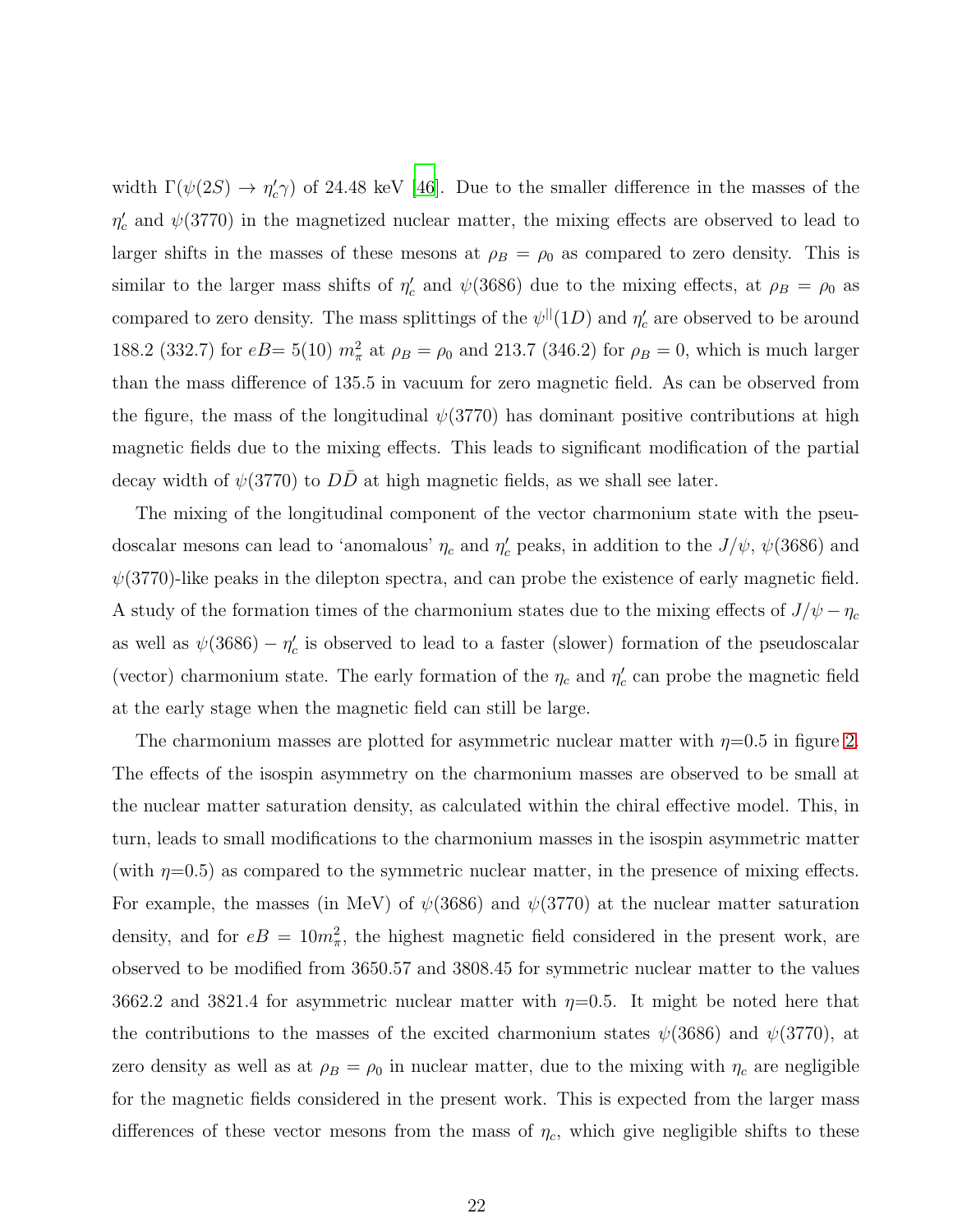width $\Gamma(\psi(2S) \rightarrow \eta_c' \gamma)$ of 24.48 keV [46]. Due to the smaller difference in the masses of the $\eta_c'$ and $\psi(3770)$ in the magnetized nuclear matter, the mixing effects are observed to lead to larger shifts in the masses of these mesons at $\rho_B = \rho_0$ as compared to zero density. This is similar to the larger mass shifts of $\eta_c'$ and $\psi(3686)$ due to the mixing effects, at $\rho_B = \rho_0$ as compared to zero density. The mass splittings of the $\psi^{||}(1D)$ and $\eta_c'$ are observed to be around 188.2 (332.7) for $eB$= 5(10) $m_\pi^2$ at $\rho_B = \rho_0$ and 213.7 (346.2) for $\rho_B = 0$, which is much larger than the mass difference of 135.5 in vacuum for zero magnetic field. As can be observed from the figure, the mass of the longitudinal $\psi(3770)$ has dominant positive contributions at high magnetic fields due to the mixing effects. This leads to significant modification of the partial decay width of $\psi(3770)$ to $D\bar{D}$ at high magnetic fields, as we shall see later.

The mixing of the longitudinal component of the vector charmonium state with the pseudoscalar mesons can lead to 'anomalous' $\eta_c$ and $\eta_c'$ peaks, in addition to the $J/\psi$, $\psi(3686)$ and $\psi(3770)$-like peaks in the dilepton spectra, and can probe the existence of early magnetic field. A study of the formation times of the charmonium states due to the mixing effects of $J/\psi - \eta_c$ as well as $\psi(3686) - \eta_c'$ is observed to lead to a faster (slower) formation of the pseudoscalar (vector) charmonium state. The early formation of the $\eta_c$ and $\eta_c'$ can probe the magnetic field at the early stage when the magnetic field can still be large.

The charmonium masses are plotted for asymmetric nuclear matter with $\eta$=0.5 in figure 2. The effects of the isospin asymmetry on the charmonium masses are observed to be small at the nuclear matter saturation density, as calculated within the chiral effective model. This, in turn, leads to small modifications to the charmonium masses in the isospin asymmetric matter (with $\eta$=0.5) as compared to the symmetric nuclear matter, in the presence of mixing effects. For example, the masses (in MeV) of $\psi(3686)$ and $\psi(3770)$ at the nuclear matter saturation density, and for $eB = 10 m_\pi^2$, the highest magnetic field considered in the present work, are observed to be modified from 3650.57 and 3808.45 for symmetric nuclear matter to the values 3662.2 and 3821.4 for asymmetric nuclear matter with $\eta$=0.5. It might be noted here that the contributions to the masses of the excited charmonium states $\psi(3686)$ and $\psi(3770)$, at zero density as well as at $\rho_B = \rho_0$ in nuclear matter, due to the mixing with $\eta_c$ are negligible for the magnetic fields considered in the present work. This is expected from the larger mass differences of these vector mesons from the mass of $\eta_c$, which give negligible shifts to these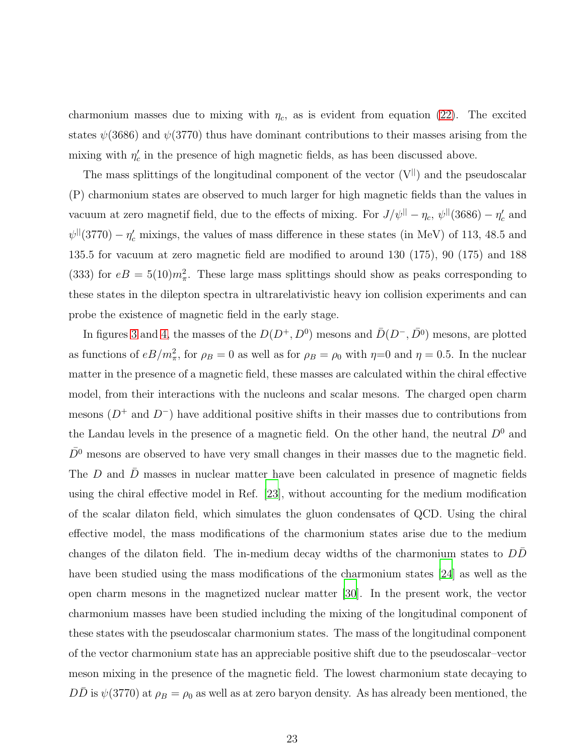charmonium masses due to mixing with $\eta_c$, as is evident from equation (22). The excited states $\psi(3686)$ and $\psi(3770)$ thus have dominant contributions to their masses arising from the mixing with $\eta_c'$ in the presence of high magnetic fields, as has been discussed above.

The mass splittings of the longitudinal component of the vector ($\mathrm{V}^{||}$) and the pseudoscalar (P) charmonium states are observed to much larger for high magnetic fields than the values in vacuum at zero magnetif field, due to the effects of mixing. For $J/\psi^{||} - \eta_c$, $\psi^{||}(3686) - \eta_c'$ and $\psi^{||}(3770) - \eta_c'$ mixings, the values of mass difference in these states (in MeV) of 113, 48.5 and 135.5 for vacuum at zero magnetic field are modified to around 130 (175), 90 (175) and 188 (333) for $eB = 5(10)m_\pi^2$. These large mass splittings should show as peaks corresponding to these states in the dilepton spectra in ultrarelativistic heavy ion collision experiments and can probe the existence of magnetic field in the early stage.

In figures 3 and 4, the masses of the $D(D^+, D^0)$ mesons and $\bar{D}(D^-, \bar{D^0})$ mesons, are plotted as functions of $eB/m_\pi^2$, for $\rho_B = 0$ as well as for $\rho_B = \rho_0$ with $\eta$=0 and $\eta = 0.5$. In the nuclear matter in the presence of a magnetic field, these masses are calculated within the chiral effective model, from their interactions with the nucleons and scalar mesons. The charged open charm mesons ($D^+$ and $D^-$) have additional positive shifts in their masses due to contributions from the Landau levels in the presence of a magnetic field. On the other hand, the neutral $D^0$ and $\bar{D^0}$ mesons are observed to have very small changes in their masses due to the magnetic field. The $D$ and $\bar{D}$ masses in nuclear matter have been calculated in presence of magnetic fields using the chiral effective model in Ref. [23], without accounting for the medium modification of the scalar dilaton field, which simulates the gluon condensates of QCD. Using the chiral effective model, the mass modifications of the charmonium states arise due to the medium changes of the dilaton field. The in-medium decay widths of the charmonium states to $D\bar{D}$ have been studied using the mass modifications of the charmonium states [24] as well as the open charm mesons in the magnetized nuclear matter [30]. In the present work, the vector charmonium masses have been studied including the mixing of the longitudinal component of these states with the pseudoscalar charmonium states. The mass of the longitudinal component of the vector charmonium state has an appreciable positive shift due to the pseudoscalar–vector meson mixing in the presence of the magnetic field. The lowest charmonium state decaying to $D\bar{D}$ is $\psi(3770)$ at $\rho_B = \rho_0$ as well as at zero baryon density. As has already been mentioned, the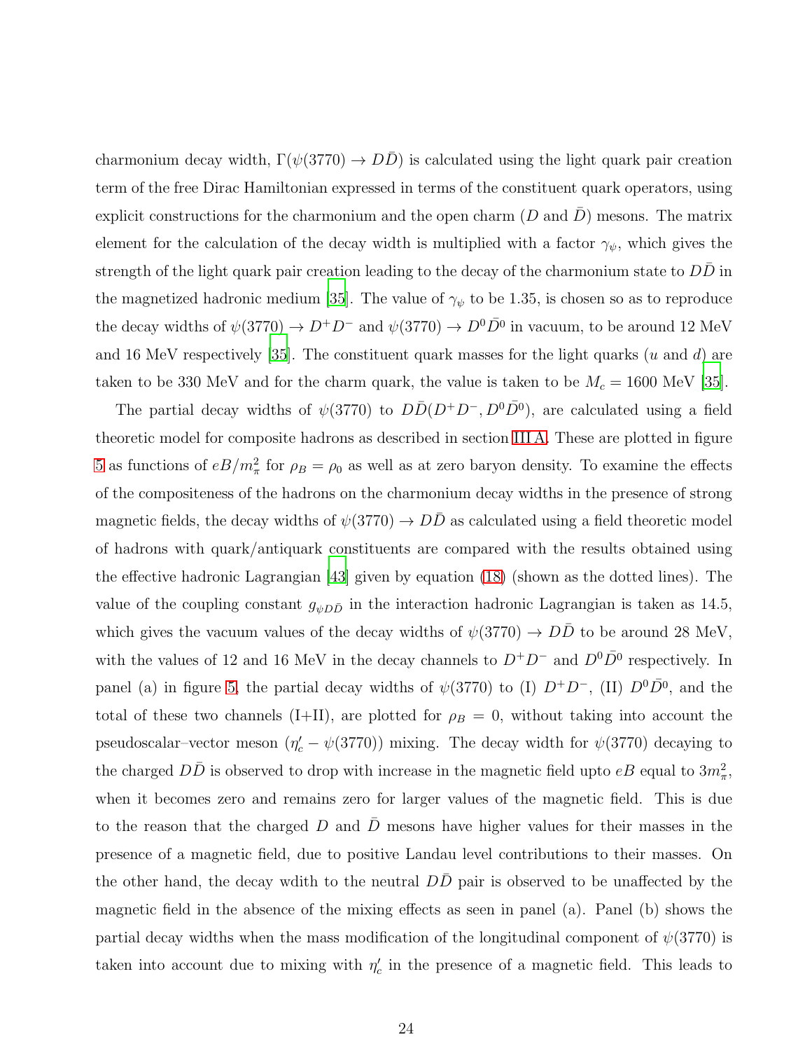charmonium decay width, $\Gamma(\psi(3770) \to D\bar{D})$ is calculated using the light quark pair creation term of the free Dirac Hamiltonian expressed in terms of the constituent quark operators, using explicit constructions for the charmonium and the open charm ($D$ and $\bar{D}$) mesons. The matrix element for the calculation of the decay width is multiplied with a factor $\gamma_\psi$, which gives the strength of the light quark pair creation leading to the decay of the charmonium state to $D\bar{D}$ in the magnetized hadronic medium [35]. The value of $\gamma_\psi$ to be 1.35, is chosen so as to reproduce the decay widths of $\psi(3770) \to D^+D^-$ and $\psi(3770) \to D^0\bar{D}^0$ in vacuum, to be around 12 MeV and 16 MeV respectively [35]. The constituent quark masses for the light quarks ($u$ and $d$) are taken to be 330 MeV and for the charm quark, the value is taken to be $M_c = 1600$ MeV [35].

The partial decay widths of $\psi(3770)$ to $D\bar{D}(D^+D^-, D^0\bar{D}^0)$, are calculated using a field theoretic model for composite hadrons as described in section III A. These are plotted in figure 5 as functions of $eB/m_\pi^2$ for $\rho_B = \rho_0$ as well as at zero baryon density. To examine the effects of the compositeness of the hadrons on the charmonium decay widths in the presence of strong magnetic fields, the decay widths of $\psi(3770) \to D\bar{D}$ as calculated using a field theoretic model of hadrons with quark/antiquark constituents are compared with the results obtained using the effective hadronic Lagrangian [43] given by equation (18) (shown as the dotted lines). The value of the coupling constant $g_{\psi D\bar{D}}$ in the interaction hadronic Lagrangian is taken as 14.5, which gives the vacuum values of the decay widths of $\psi(3770) \to D\bar{D}$ to be around 28 MeV, with the values of 12 and 16 MeV in the decay channels to $D^+D^-$ and $D^0\bar{D}^0$ respectively. In panel (a) in figure 5, the partial decay widths of $\psi(3770)$ to (I) $D^+D^-$, (II) $D^0\bar{D}^0$, and the total of these two channels (I+II), are plotted for $\rho_B = 0$, without taking into account the pseudoscalar–vector meson ($\eta_c' - \psi(3770)$) mixing. The decay width for $\psi(3770)$ decaying to the charged $D\bar{D}$ is observed to drop with increase in the magnetic field upto $eB$ equal to $3m_\pi^2$, when it becomes zero and remains zero for larger values of the magnetic field. This is due to the reason that the charged $D$ and $\bar{D}$ mesons have higher values for their masses in the presence of a magnetic field, due to positive Landau level contributions to their masses. On the other hand, the decay wdith to the neutral $D\bar{D}$ pair is observed to be unaffected by the magnetic field in the absence of the mixing effects as seen in panel (a). Panel (b) shows the partial decay widths when the mass modification of the longitudinal component of $\psi(3770)$ is taken into account due to mixing with $\eta_c'$ in the presence of a magnetic field. This leads to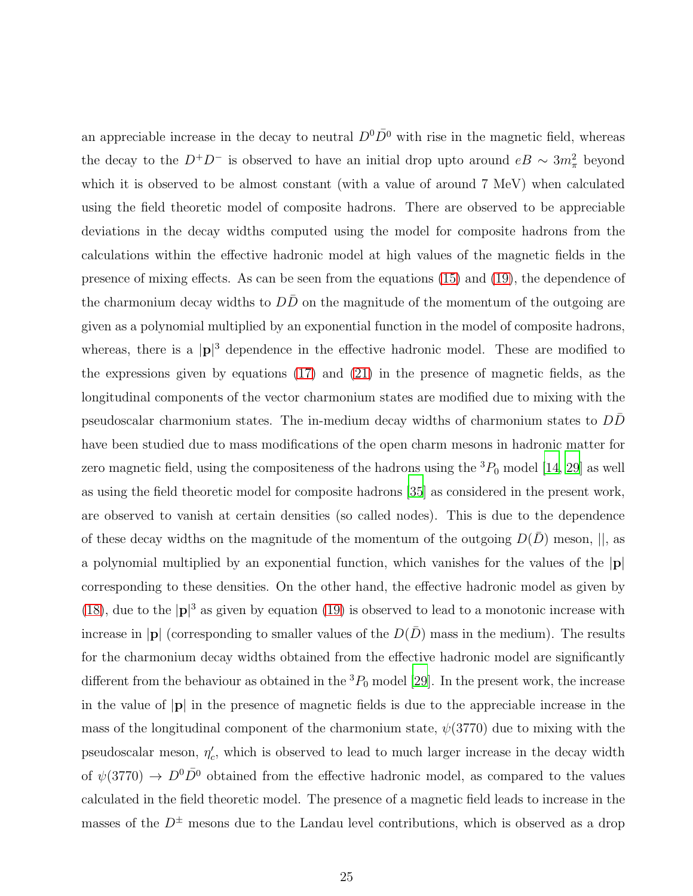an appreciable increase in the decay to neutral $D^0\bar{D}^0$ with rise in the magnetic field, whereas the decay to the $D^+D^-$ is observed to have an initial drop upto around $eB \sim 3m_\pi^2$ beyond which it is observed to be almost constant (with a value of around 7 MeV) when calculated using the field theoretic model of composite hadrons. There are observed to be appreciable deviations in the decay widths computed using the model for composite hadrons from the calculations within the effective hadronic model at high values of the magnetic fields in the presence of mixing effects. As can be seen from the equations (15) and (19), the dependence of the charmonium decay widths to $D\bar{D}$ on the magnitude of the momentum of the outgoing are given as a polynomial multiplied by an exponential function in the model of composite hadrons, whereas, there is a $|\mathbf{p}|^3$ dependence in the effective hadronic model. These are modified to the expressions given by equations (17) and (21) in the presence of magnetic fields, as the longitudinal components of the vector charmonium states are modified due to mixing with the pseudoscalar charmonium states. The in-medium decay widths of charmonium states to $D\bar{D}$ have been studied due to mass modifications of the open charm mesons in hadronic matter for zero magnetic field, using the compositeness of the hadrons using the $^3P_0$ model [14, 29] as well as using the field theoretic model for composite hadrons [35] as considered in the present work, are observed to vanish at certain densities (so called nodes). This is due to the dependence of these decay widths on the magnitude of the momentum of the outgoing $D(\bar{D})$ meson, $||$, as a polynomial multiplied by an exponential function, which vanishes for the values of the $|\mathbf{p}|$ corresponding to these densities. On the other hand, the effective hadronic model as given by (18), due to the $|\mathbf{p}|^3$ as given by equation (19) is observed to lead to a monotonic increase with increase in $|\mathbf{p}|$ (corresponding to smaller values of the $D(\bar{D})$ mass in the medium). The results for the charmonium decay widths obtained from the effective hadronic model are significantly different from the behaviour as obtained in the $^3P_0$ model [29]. In the present work, the increase in the value of $|\mathbf{p}|$ in the presence of magnetic fields is due to the appreciable increase in the mass of the longitudinal component of the charmonium state, $\psi(3770)$ due to mixing with the pseudoscalar meson, $\eta_c'$, which is observed to lead to much larger increase in the decay width of $\psi(3770) \to D^0\bar{D}^0$ obtained from the effective hadronic model, as compared to the values calculated in the field theoretic model. The presence of a magnetic field leads to increase in the masses of the $D^\pm$ mesons due to the Landau level contributions, which is observed as a drop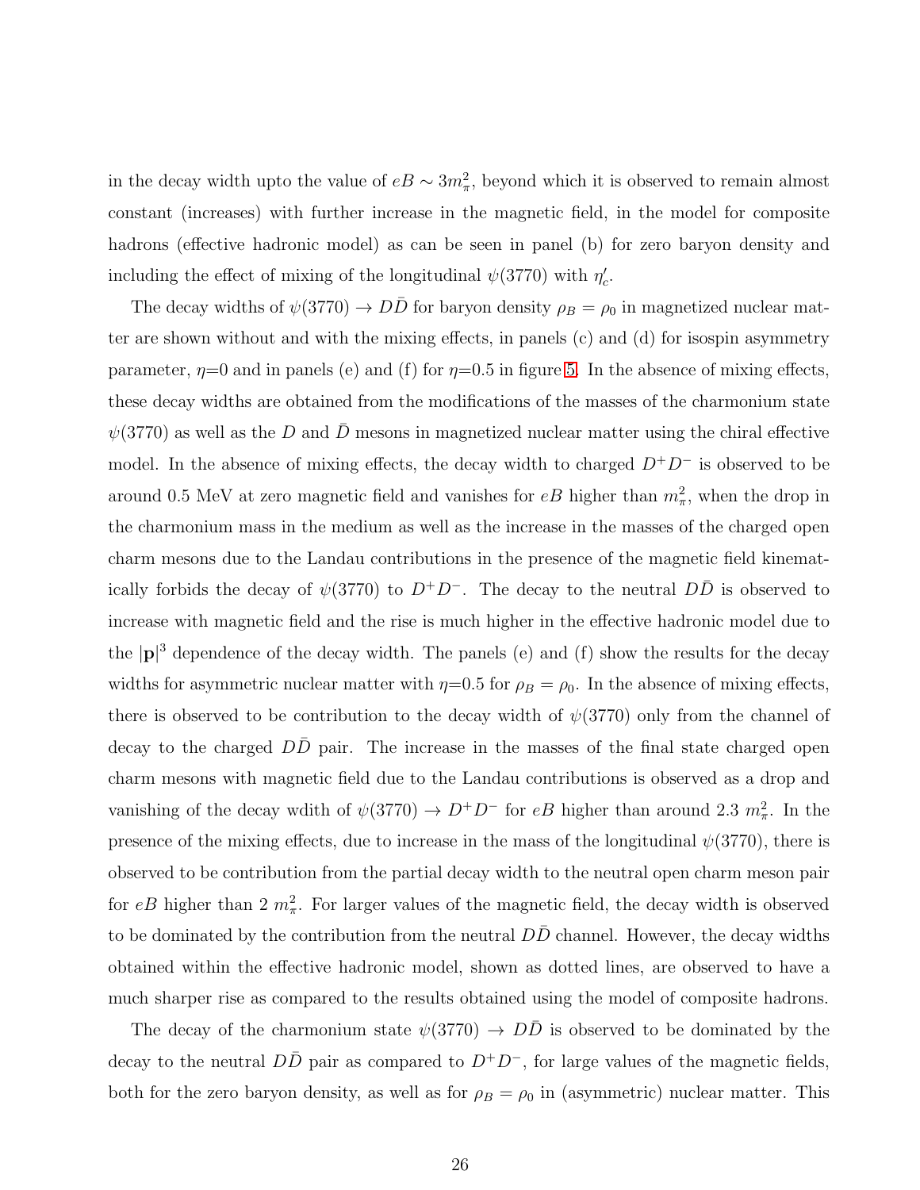in the decay width upto the value of $eB \sim 3m_\pi^2$, beyond which it is observed to remain almost constant (increases) with further increase in the magnetic field, in the model for composite hadrons (effective hadronic model) as can be seen in panel (b) for zero baryon density and including the effect of mixing of the longitudinal $\psi(3770)$ with $\eta_c'$.

The decay widths of $\psi(3770) \to D\bar{D}$ for baryon density $\rho_B = \rho_0$ in magnetized nuclear matter are shown without and with the mixing effects, in panels (c) and (d) for isospin asymmetry parameter, $\eta$=0 and in panels (e) and (f) for $\eta$=0.5 in figure 5. In the absence of mixing effects, these decay widths are obtained from the modifications of the masses of the charmonium state $\psi(3770)$ as well as the $D$ and $\bar{D}$ mesons in magnetized nuclear matter using the chiral effective model. In the absence of mixing effects, the decay width to charged $D^+D^-$ is observed to be around 0.5 MeV at zero magnetic field and vanishes for $eB$ higher than $m_\pi^2$, when the drop in the charmonium mass in the medium as well as the increase in the masses of the charged open charm mesons due to the Landau contributions in the presence of the magnetic field kinematically forbids the decay of $\psi(3770)$ to $D^+D^-$. The decay to the neutral $D\bar{D}$ is observed to increase with magnetic field and the rise is much higher in the effective hadronic model due to the $|\mathbf{p}|^3$ dependence of the decay width. The panels (e) and (f) show the results for the decay widths for asymmetric nuclear matter with $\eta$=0.5 for $\rho_B = \rho_0$. In the absence of mixing effects, there is observed to be contribution to the decay width of $\psi(3770)$ only from the channel of decay to the charged $D\bar{D}$ pair. The increase in the masses of the final state charged open charm mesons with magnetic field due to the Landau contributions is observed as a drop and vanishing of the decay wdith of $\psi(3770) \to D^+D^-$ for $eB$ higher than around 2.3 $m_\pi^2$. In the presence of the mixing effects, due to increase in the mass of the longitudinal $\psi(3770)$, there is observed to be contribution from the partial decay width to the neutral open charm meson pair for $eB$ higher than 2 $m_\pi^2$. For larger values of the magnetic field, the decay width is observed to be dominated by the contribution from the neutral $D\bar{D}$ channel. However, the decay widths obtained within the effective hadronic model, shown as dotted lines, are observed to have a much sharper rise as compared to the results obtained using the model of composite hadrons.

The decay of the charmonium state $\psi(3770) \to D\bar{D}$ is observed to be dominated by the decay to the neutral $D\bar{D}$ pair as compared to $D^+D^-$, for large values of the magnetic fields, both for the zero baryon density, as well as for $\rho_B = \rho_0$ in (asymmetric) nuclear matter. This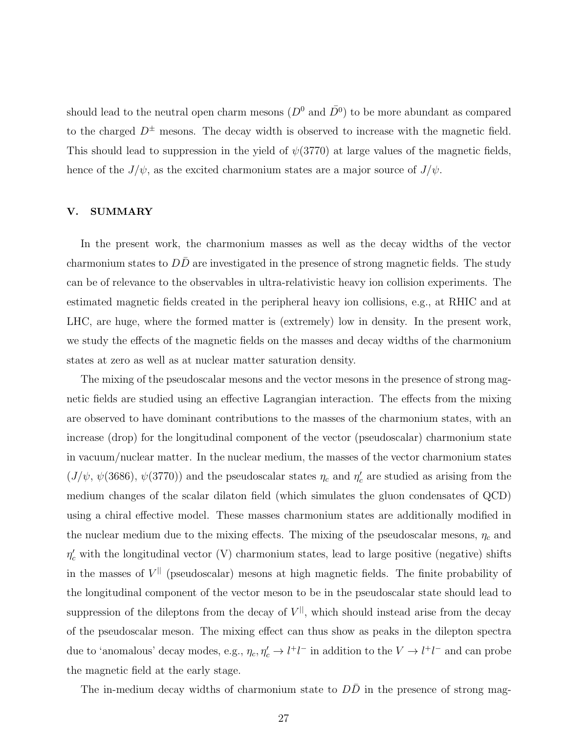should lead to the neutral open charm mesons ($D^0$ and $\bar{D}^0$) to be more abundant as compared to the charged $D^{\pm}$ mesons. The decay width is observed to increase with the magnetic field. This should lead to suppression in the yield of $\psi(3770)$ at large values of the magnetic fields, hence of the $J/\psi$, as the excited charmonium states are a major source of $J/\psi$.

## V. SUMMARY

In the present work, the charmonium masses as well as the decay widths of the vector charmonium states to $D\bar{D}$ are investigated in the presence of strong magnetic fields. The study can be of relevance to the observables in ultra-relativistic heavy ion collision experiments. The estimated magnetic fields created in the peripheral heavy ion collisions, e.g., at RHIC and at LHC, are huge, where the formed matter is (extremely) low in density. In the present work, we study the effects of the magnetic fields on the masses and decay widths of the charmonium states at zero as well as at nuclear matter saturation density.

The mixing of the pseudoscalar mesons and the vector mesons in the presence of strong magnetic fields are studied using an effective Lagrangian interaction. The effects from the mixing are observed to have dominant contributions to the masses of the charmonium states, with an increase (drop) for the longitudinal component of the vector (pseudoscalar) charmonium state in vacuum/nuclear matter. In the nuclear medium, the masses of the vector charmonium states ($J/\psi$, $\psi(3686)$, $\psi(3770)$) and the pseudoscalar states $\eta_c$ and $\eta_c'$ are studied as arising from the medium changes of the scalar dilaton field (which simulates the gluon condensates of QCD) using a chiral effective model. These masses charmonium states are additionally modified in the nuclear medium due to the mixing effects. The mixing of the pseudoscalar mesons, $\eta_c$ and $\eta_c'$ with the longitudinal vector (V) charmonium states, lead to large positive (negative) shifts in the masses of $V^{||}$ (pseudoscalar) mesons at high magnetic fields. The finite probability of the longitudinal component of the vector meson to be in the pseudoscalar state should lead to suppression of the dileptons from the decay of $V^{||}$, which should instead arise from the decay of the pseudoscalar meson. The mixing effect can thus show as peaks in the dilepton spectra due to 'anomalous' decay modes, e.g., $\eta_c, \eta_c' \rightarrow l^+l^-$ in addition to the $V \rightarrow l^+l^-$ and can probe the magnetic field at the early stage.

The in-medium decay widths of charmonium state to $D\bar{D}$ in the presence of strong mag-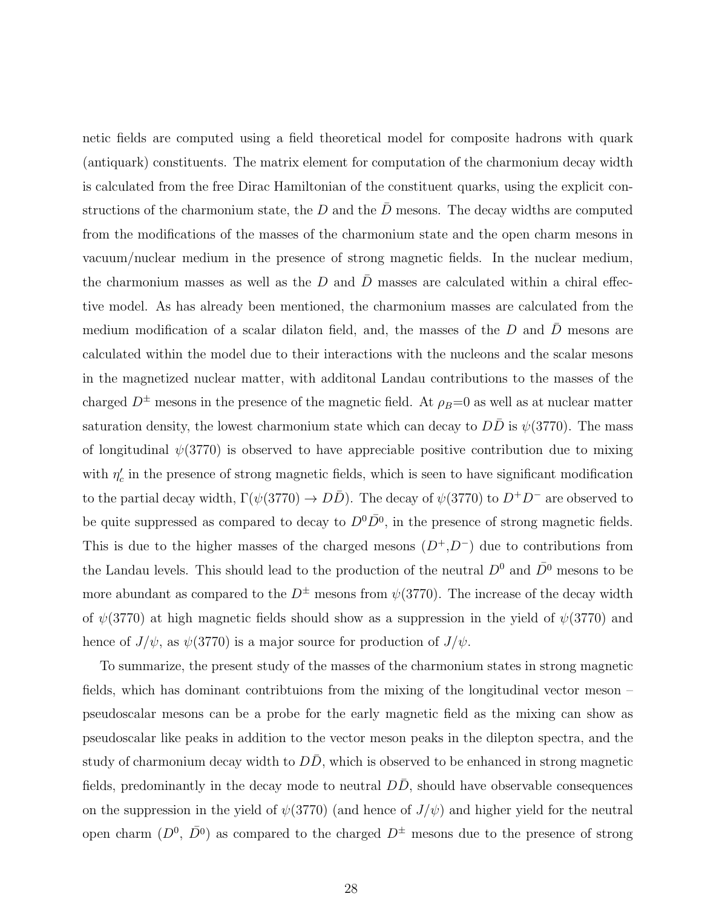netic fields are computed using a field theoretical model for composite hadrons with quark (antiquark) constituents. The matrix element for computation of the charmonium decay width is calculated from the free Dirac Hamiltonian of the constituent quarks, using the explicit constructions of the charmonium state, the $D$ and the $\bar{D}$ mesons. The decay widths are computed from the modifications of the masses of the charmonium state and the open charm mesons in vacuum/nuclear medium in the presence of strong magnetic fields. In the nuclear medium, the charmonium masses as well as the $D$ and $\bar{D}$ masses are calculated within a chiral effective model. As has already been mentioned, the charmonium masses are calculated from the medium modification of a scalar dilaton field, and, the masses of the $D$ and $\bar{D}$ mesons are calculated within the model due to their interactions with the nucleons and the scalar mesons in the magnetized nuclear matter, with additonal Landau contributions to the masses of the charged $D^{\pm}$ mesons in the presence of the magnetic field. At $\rho_B$=0 as well as at nuclear matter saturation density, the lowest charmonium state which can decay to $D\bar{D}$ is $\psi(3770)$. The mass of longitudinal $\psi(3770)$ is observed to have appreciable positive contribution due to mixing with $\eta_c'$ in the presence of strong magnetic fields, which is seen to have significant modification to the partial decay width, $\Gamma(\psi(3770) \to D\bar{D})$. The decay of $\psi(3770)$ to $D^+D^-$ are observed to be quite suppressed as compared to decay to $D^0\bar{D}^0$, in the presence of strong magnetic fields. This is due to the higher masses of the charged mesons ($D^+$,$D^-$) due to contributions from the Landau levels. This should lead to the production of the neutral $D^0$ and $\bar{D}^0$ mesons to be more abundant as compared to the $D^{\pm}$ mesons from $\psi(3770)$. The increase of the decay width of $\psi(3770)$ at high magnetic fields should show as a suppression in the yield of $\psi(3770)$ and hence of $J/\psi$, as $\psi(3770)$ is a major source for production of $J/\psi$.

To summarize, the present study of the masses of the charmonium states in strong magnetic fields, which has dominant contribtuions from the mixing of the longitudinal vector meson – pseudoscalar mesons can be a probe for the early magnetic field as the mixing can show as pseudoscalar like peaks in addition to the vector meson peaks in the dilepton spectra, and the study of charmonium decay width to $D\bar{D}$, which is observed to be enhanced in strong magnetic fields, predominantly in the decay mode to neutral $D\bar{D}$, should have observable consequences on the suppression in the yield of $\psi(3770)$ (and hence of $J/\psi$) and higher yield for the neutral open charm ($D^0$, $\bar{D}^0$) as compared to the charged $D^{\pm}$ mesons due to the presence of strong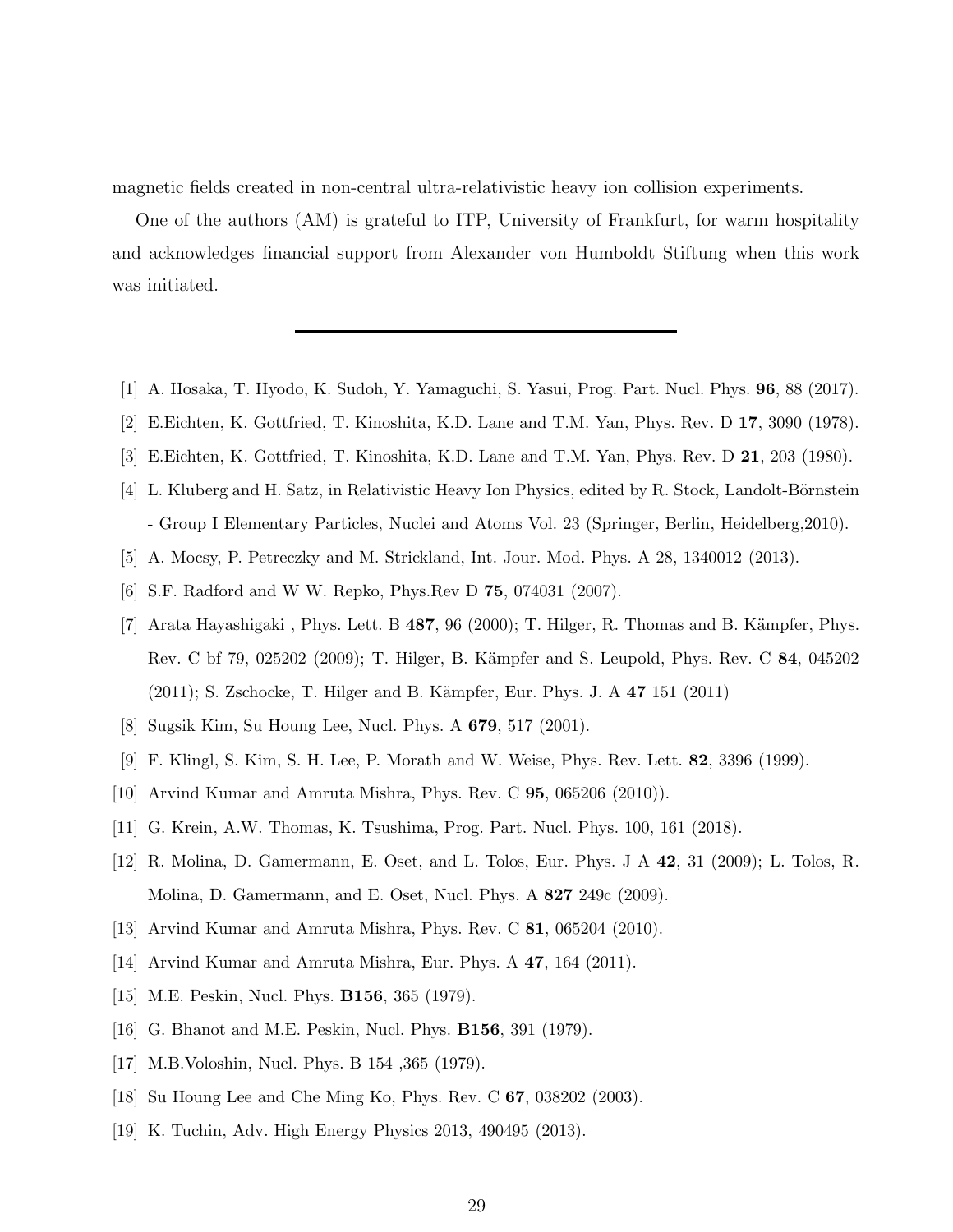magnetic fields created in non-central ultra-relativistic heavy ion collision experiments.

One of the authors (AM) is grateful to ITP, University of Frankfurt, for warm hospitality and acknowledges financial support from Alexander von Humboldt Stiftung when this work was initiated.

---

[1] A. Hosaka, T. Hyodo, K. Sudoh, Y. Yamaguchi, S. Yasui, Prog. Part. Nucl. Phys. **96**, 88 (2017).

[2] E.Eichten, K. Gottfried, T. Kinoshita, K.D. Lane and T.M. Yan, Phys. Rev. D **17**, 3090 (1978).

[3] E.Eichten, K. Gottfried, T. Kinoshita, K.D. Lane and T.M. Yan, Phys. Rev. D **21**, 203 (1980).

[4] L. Kluberg and H. Satz, in Relativistic Heavy Ion Physics, edited by R. Stock, Landolt-Börnstein - Group I Elementary Particles, Nuclei and Atoms Vol. 23 (Springer, Berlin, Heidelberg,2010).

[5] A. Mocsy, P. Petreczky and M. Strickland, Int. Jour. Mod. Phys. A 28, 1340012 (2013).

[6] S.F. Radford and W W. Repko, Phys.Rev D **75**, 074031 (2007).

[7] Arata Hayashigaki , Phys. Lett. B **487**, 96 (2000); T. Hilger, R. Thomas and B. Kämpfer, Phys. Rev. C bf 79, 025202 (2009); T. Hilger, B. Kämpfer and S. Leupold, Phys. Rev. C **84**, 045202 (2011); S. Zschocke, T. Hilger and B. Kämpfer, Eur. Phys. J. A **47** 151 (2011)

[8] Sugsik Kim, Su Houng Lee, Nucl. Phys. A **679**, 517 (2001).

[9] F. Klingl, S. Kim, S. H. Lee, P. Morath and W. Weise, Phys. Rev. Lett. **82**, 3396 (1999).

[10] Arvind Kumar and Amruta Mishra, Phys. Rev. C **95**, 065206 (2010)).

[11] G. Krein, A.W. Thomas, K. Tsushima, Prog. Part. Nucl. Phys. 100, 161 (2018).

[12] R. Molina, D. Gamermann, E. Oset, and L. Tolos, Eur. Phys. J A **42**, 31 (2009); L. Tolos, R. Molina, D. Gamermann, and E. Oset, Nucl. Phys. A **827** 249c (2009).

[13] Arvind Kumar and Amruta Mishra, Phys. Rev. C **81**, 065204 (2010).

[14] Arvind Kumar and Amruta Mishra, Eur. Phys. A **47**, 164 (2011).

[15] M.E. Peskin, Nucl. Phys. **B156**, 365 (1979).

[16] G. Bhanot and M.E. Peskin, Nucl. Phys. **B156**, 391 (1979).

[17] M.B.Voloshin, Nucl. Phys. B 154 ,365 (1979).

[18] Su Houng Lee and Che Ming Ko, Phys. Rev. C **67**, 038202 (2003).

[19] K. Tuchin, Adv. High Energy Physics 2013, 490495 (2013).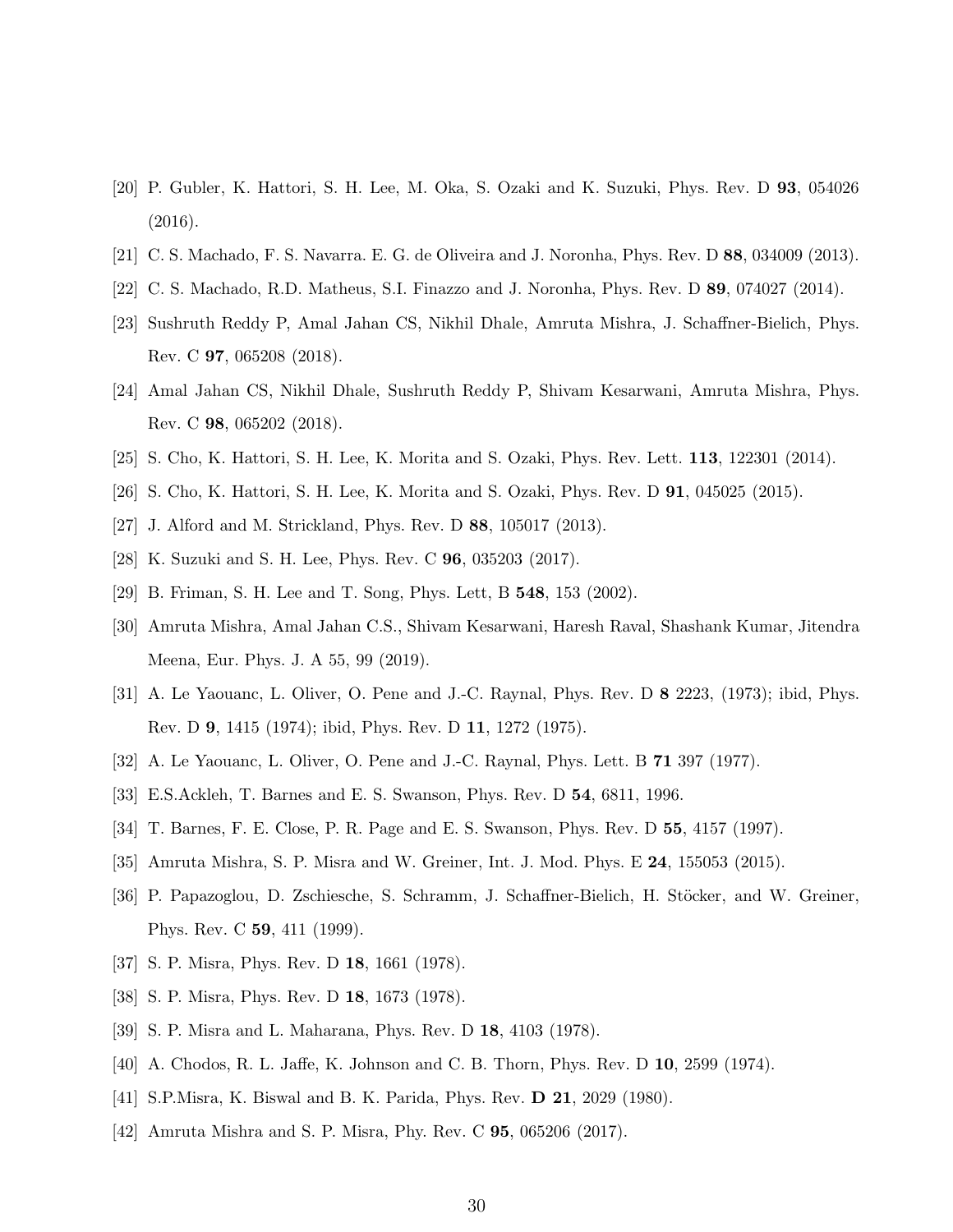[20] P. Gubler, K. Hattori, S. H. Lee, M. Oka, S. Ozaki and K. Suzuki, Phys. Rev. D **93**, 054026 (2016).

[21] C. S. Machado, F. S. Navarra. E. G. de Oliveira and J. Noronha, Phys. Rev. D **88**, 034009 (2013).

[22] C. S. Machado, R.D. Matheus, S.I. Finazzo and J. Noronha, Phys. Rev. D **89**, 074027 (2014).

[23] Sushruth Reddy P, Amal Jahan CS, Nikhil Dhale, Amruta Mishra, J. Schaffner-Bielich, Phys. Rev. C **97**, 065208 (2018).

[24] Amal Jahan CS, Nikhil Dhale, Sushruth Reddy P, Shivam Kesarwani, Amruta Mishra, Phys. Rev. C **98**, 065202 (2018).

[25] S. Cho, K. Hattori, S. H. Lee, K. Morita and S. Ozaki, Phys. Rev. Lett. **113**, 122301 (2014).

[26] S. Cho, K. Hattori, S. H. Lee, K. Morita and S. Ozaki, Phys. Rev. D **91**, 045025 (2015).

[27] J. Alford and M. Strickland, Phys. Rev. D **88**, 105017 (2013).

[28] K. Suzuki and S. H. Lee, Phys. Rev. C **96**, 035203 (2017).

[29] B. Friman, S. H. Lee and T. Song, Phys. Lett, B **548**, 153 (2002).

[30] Amruta Mishra, Amal Jahan C.S., Shivam Kesarwani, Haresh Raval, Shashank Kumar, Jitendra Meena, Eur. Phys. J. A 55, 99 (2019).

[31] A. Le Yaouanc, L. Oliver, O. Pene and J.-C. Raynal, Phys. Rev. D **8** 2223, (1973); ibid, Phys. Rev. D **9**, 1415 (1974); ibid, Phys. Rev. D **11**, 1272 (1975).

[32] A. Le Yaouanc, L. Oliver, O. Pene and J.-C. Raynal, Phys. Lett. B **71** 397 (1977).

[33] E.S.Ackleh, T. Barnes and E. S. Swanson, Phys. Rev. D **54**, 6811, 1996.

[34] T. Barnes, F. E. Close, P. R. Page and E. S. Swanson, Phys. Rev. D **55**, 4157 (1997).

[35] Amruta Mishra, S. P. Misra and W. Greiner, Int. J. Mod. Phys. E **24**, 155053 (2015).

[36] P. Papazoglou, D. Zschiesche, S. Schramm, J. Schaffner-Bielich, H. Stöcker, and W. Greiner, Phys. Rev. C **59**, 411 (1999).

[37] S. P. Misra, Phys. Rev. D **18**, 1661 (1978).

[38] S. P. Misra, Phys. Rev. D **18**, 1673 (1978).

[39] S. P. Misra and L. Maharana, Phys. Rev. D **18**, 4103 (1978).

[40] A. Chodos, R. L. Jaffe, K. Johnson and C. B. Thorn, Phys. Rev. D **10**, 2599 (1974).

[41] S.P.Misra, K. Biswal and B. K. Parida, Phys. Rev. **D 21**, 2029 (1980).

[42] Amruta Mishra and S. P. Misra, Phy. Rev. C **95**, 065206 (2017).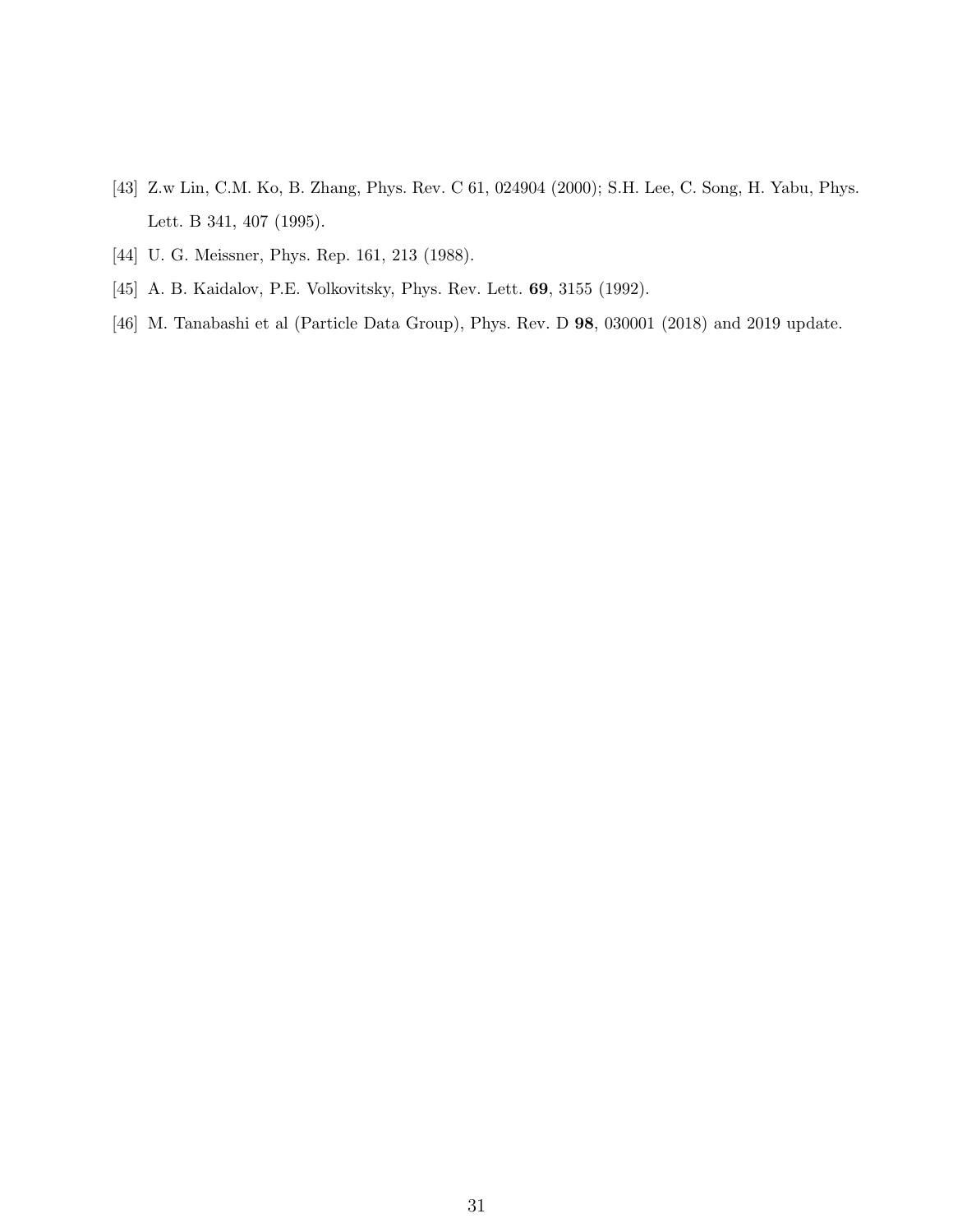[43] Z.w Lin, C.M. Ko, B. Zhang, Phys. Rev. C 61, 024904 (2000); S.H. Lee, C. Song, H. Yabu, Phys. Lett. B 341, 407 (1995).

[44] U. G. Meissner, Phys. Rep. 161, 213 (1988).

[45] A. B. Kaidalov, P.E. Volkovitsky, Phys. Rev. Lett. **69**, 3155 (1992).

[46] M. Tanabashi et al (Particle Data Group), Phys. Rev. D **98**, 030001 (2018) and 2019 update.